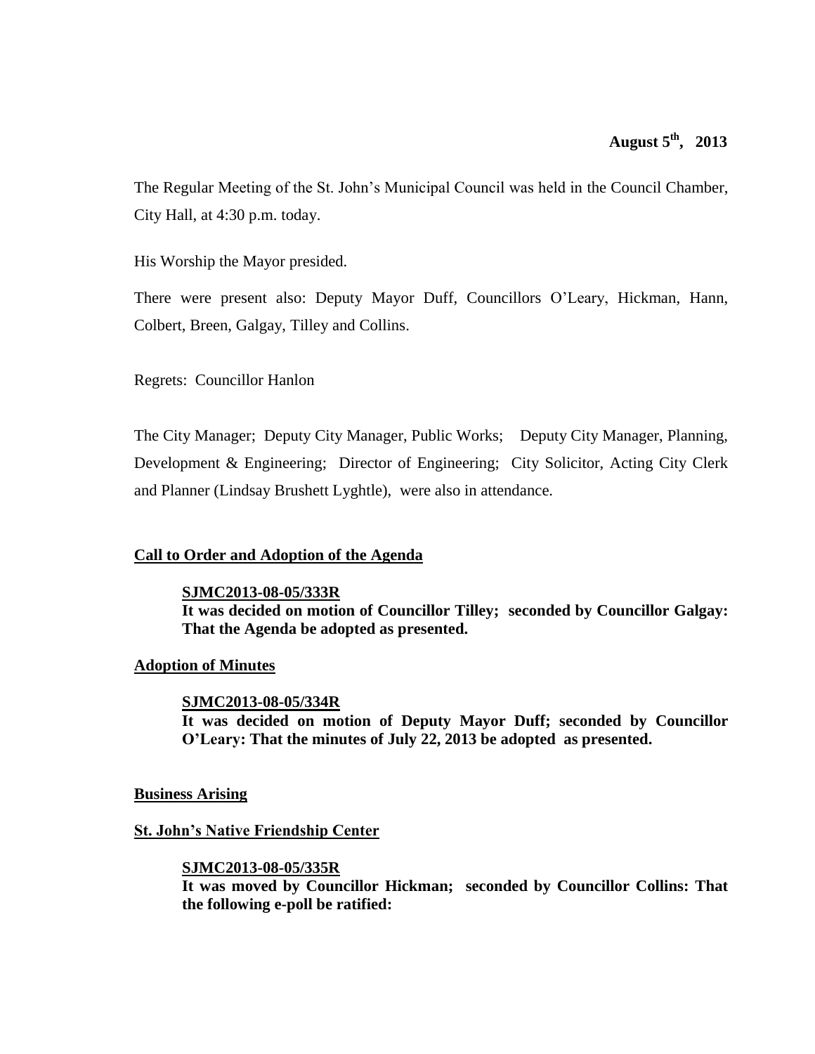**August 5th, 2013**

The Regular Meeting of the St. John's Municipal Council was held in the Council Chamber, City Hall, at 4:30 p.m. today.

His Worship the Mayor presided.

There were present also: Deputy Mayor Duff, Councillors O'Leary, Hickman, Hann, Colbert, Breen, Galgay, Tilley and Collins.

Regrets: Councillor Hanlon

The City Manager; Deputy City Manager, Public Works; Deputy City Manager, Planning, Development & Engineering; Director of Engineering; City Solicitor, Acting City Clerk and Planner (Lindsay Brushett Lyghtle), were also in attendance.

## Call to Order and Adoption of the Agenda

**SJMC2013-08-05/333R**
**It was decided on motion of Councillor Tilley; seconded by Councillor Galgay: That the Agenda be adopted as presented.**

## Adoption of Minutes

**SJMC2013-08-05/334R**
**It was decided on motion of Deputy Mayor Duff; seconded by Councillor O'Leary: That the minutes of July 22, 2013 be adopted as presented.**

## Business Arising

## St. John's Native Friendship Center

**SJMC2013-08-05/335R**
**It was moved by Councillor Hickman; seconded by Councillor Collins: That the following e-poll be ratified:**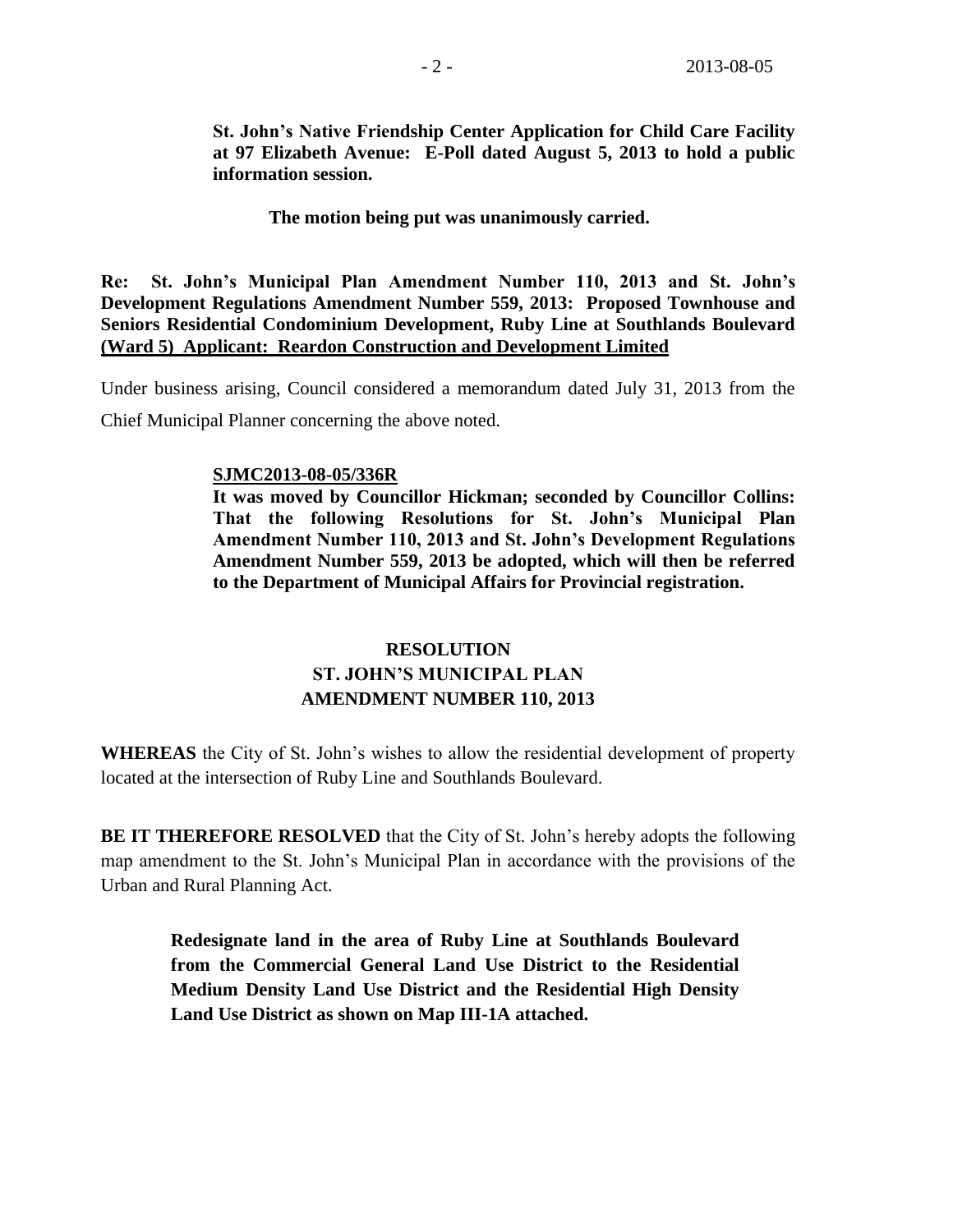**St. John's Native Friendship Center Application for Child Care Facility at 97 Elizabeth Avenue: E-Poll dated August 5, 2013 to hold a public information session.**

**The motion being put was unanimously carried.**

**Re: St. John's Municipal Plan Amendment Number 110, 2013 and St. John's Development Regulations Amendment Number 559, 2013: Proposed Townhouse and Seniors Residential Condominium Development, Ruby Line at Southlands Boulevard (Ward 5) Applicant: Reardon Construction and Development Limited**

Under business arising, Council considered a memorandum dated July 31, 2013 from the Chief Municipal Planner concerning the above noted.

**SJMC2013-08-05/336R**
**It was moved by Councillor Hickman; seconded by Councillor Collins: That the following Resolutions for St. John's Municipal Plan Amendment Number 110, 2013 and St. John's Development Regulations Amendment Number 559, 2013 be adopted, which will then be referred to the Department of Municipal Affairs for Provincial registration.**

## RESOLUTION
## ST. JOHN'S MUNICIPAL PLAN
## AMENDMENT NUMBER 110, 2013

**WHEREAS** the City of St. John's wishes to allow the residential development of property located at the intersection of Ruby Line and Southlands Boulevard.

**BE IT THEREFORE RESOLVED** that the City of St. John's hereby adopts the following map amendment to the St. John's Municipal Plan in accordance with the provisions of the Urban and Rural Planning Act.

**Redesignate land in the area of Ruby Line at Southlands Boulevard from the Commercial General Land Use District to the Residential Medium Density Land Use District and the Residential High Density Land Use District as shown on Map III-1A attached.**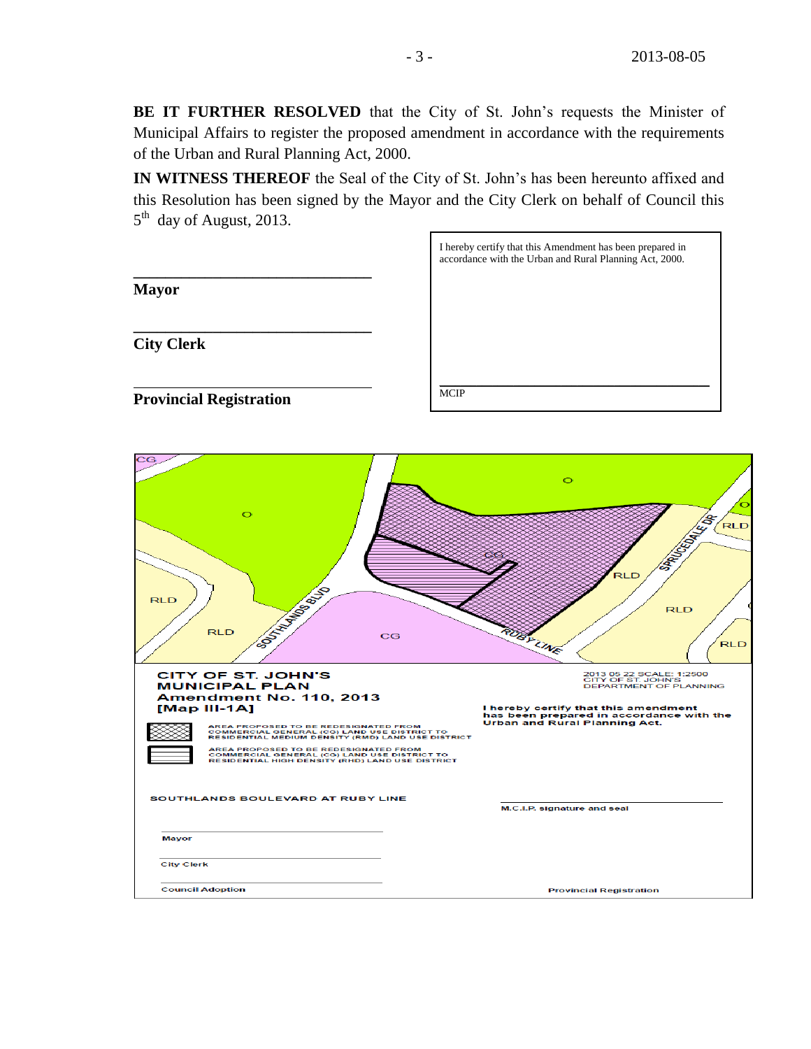**BE IT FURTHER RESOLVED** that the City of St. John's requests the Minister of Municipal Affairs to register the proposed amendment in accordance with the requirements of the Urban and Rural Planning Act, 2000.

**IN WITNESS THEREOF** the Seal of the City of St. John's has been hereunto affixed and this Resolution has been signed by the Mayor and the City Clerk on behalf of Council this 5th day of August, 2013.

\_\_\_\_\_\_\_\_\_\_\_\_\_\_\_\_\_\_\_\_\_\_\_\_\_\_\_\_\_\_

**Mayor**

\_\_\_\_\_\_\_\_\_\_\_\_\_\_\_\_\_\_\_\_\_\_\_\_\_\_\_\_\_\_

**City Clerk**

\_\_\_\_\_\_\_\_\_\_\_\_\_\_\_\_\_\_\_\_\_\_\_\_\_\_\_\_\_\_

**Provincial Registration**

I hereby certify that this Amendment has been prepared in accordance with the Urban and Rural Planning Act, 2000.

\_\_\_\_\_\_\_\_\_\_\_\_\_\_\_\_\_\_\_\_\_\_\_\_\_\_\_\_\_\_

MCIP

CG O O O RLD RLD RLD RLD RLD RLD CG CG SOUTHLANDS BLVD RUBY LINE SPRUCEDALE DR

**CITY OF ST. JOHN'S**
**MUNICIPAL PLAN**
**Amendment No. 110, 2013**
**[Map III-1A]**

2013 05 22 SCALE: 1:2500
CITY OF ST. JOHN'S
DEPARTMENT OF PLANNING

AREA PROPOSED TO BE REDESIGNATED FROM COMMERCIAL GENERAL (CG) LAND USE DISTRICT TO RESIDENTIAL MEDIUM DENSITY (RMD) LAND USE DISTRICT

AREA PROPOSED TO BE REDESIGNATED FROM COMMERCIAL GENERAL (CG) LAND USE DISTRICT TO RESIDENTIAL HIGH DENSITY (RHD) LAND USE DISTRICT

**I hereby certify that this amendment has been prepared in accordance with the Urban and Rural Planning Act.**

SOUTHLANDS BOULEVARD AT RUBY LINE

M.C.I.P. signature and seal

Mayor

City Clerk

Council Adoption

Provincial Registration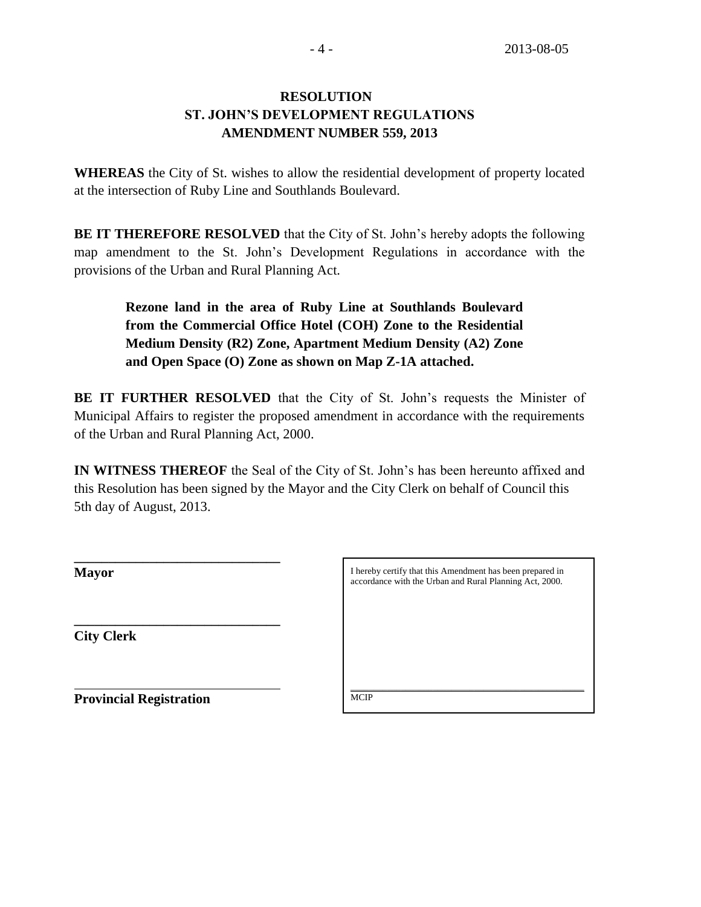# RESOLUTION
# ST. JOHN'S DEVELOPMENT REGULATIONS
# AMENDMENT NUMBER 559, 2013

**WHEREAS** the City of St. wishes to allow the residential development of property located at the intersection of Ruby Line and Southlands Boulevard.

**BE IT THEREFORE RESOLVED** that the City of St. John's hereby adopts the following map amendment to the St. John's Development Regulations in accordance with the provisions of the Urban and Rural Planning Act.

> **Rezone land in the area of Ruby Line at Southlands Boulevard from the Commercial Office Hotel (COH) Zone to the Residential Medium Density (R2) Zone, Apartment Medium Density (A2) Zone and Open Space (O) Zone as shown on Map Z-1A attached.**

**BE IT FURTHER RESOLVED** that the City of St. John's requests the Minister of Municipal Affairs to register the proposed amendment in accordance with the requirements of the Urban and Rural Planning Act, 2000.

**IN WITNESS THEREOF** the Seal of the City of St. John's has been hereunto affixed and this Resolution has been signed by the Mayor and the City Clerk on behalf of Council this 5th day of August, 2013.

______________________________
**Mayor**

______________________________
**City Clerk**

______________________________
**Provincial Registration**

I hereby certify that this Amendment has been prepared in accordance with the Urban and Rural Planning Act, 2000.

______________________________
MCIP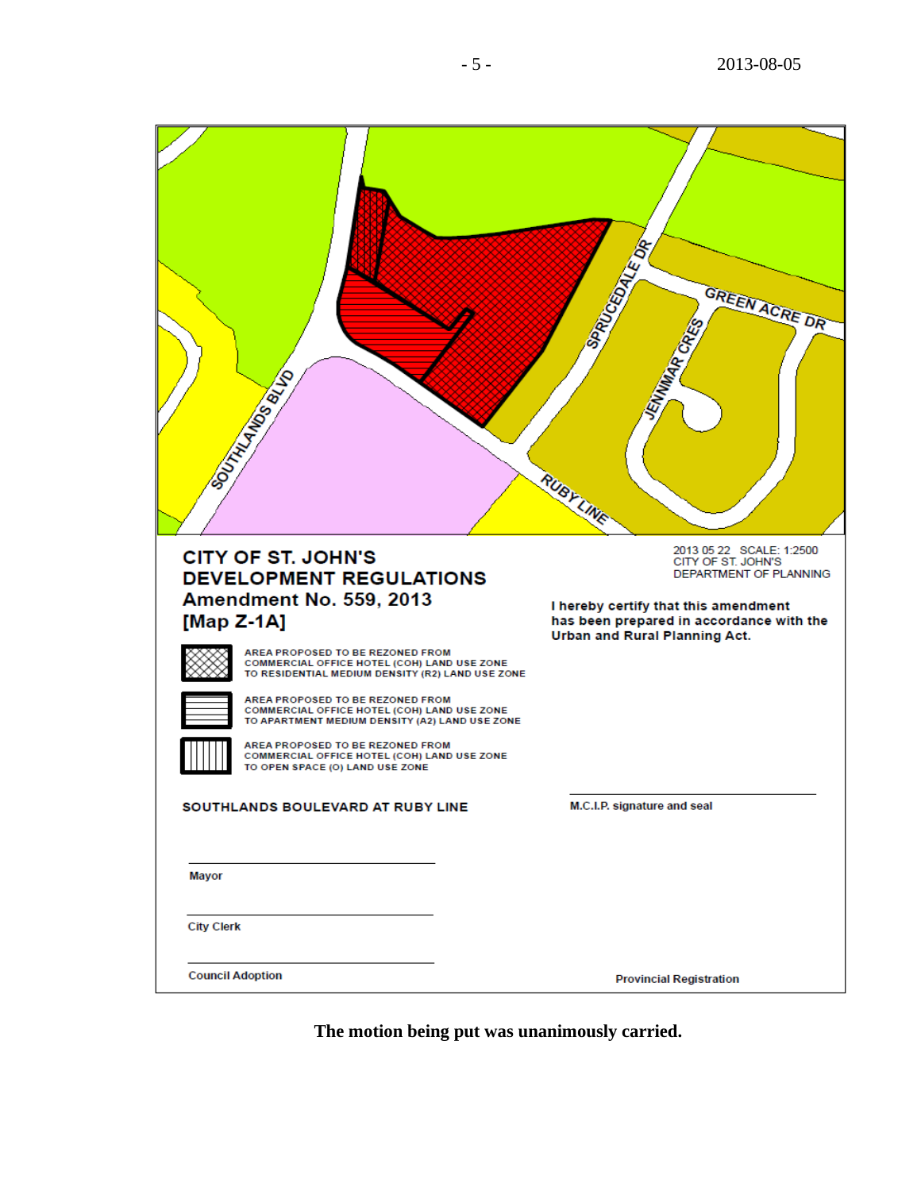SOUTHLANDS BLVD

SPRUCEDALE DR

GREEN ACRE DR

JENNMAR CRES

RUBY LINE

**CITY OF ST. JOHN'S DEVELOPMENT REGULATIONS**
**Amendment No. 559, 2013**
**[Map Z-1A]**

2013 05 22 SCALE: 1:2500
CITY OF ST. JOHN'S
DEPARTMENT OF PLANNING

**I hereby certify that this amendment has been prepared in accordance with the Urban and Rural Planning Act.**

AREA PROPOSED TO BE REZONED FROM COMMERCIAL OFFICE HOTEL (COH) LAND USE ZONE TO RESIDENTIAL MEDIUM DENSITY (R2) LAND USE ZONE

AREA PROPOSED TO BE REZONED FROM COMMERCIAL OFFICE HOTEL (COH) LAND USE ZONE TO APARTMENT MEDIUM DENSITY (A2) LAND USE ZONE

AREA PROPOSED TO BE REZONED FROM COMMERCIAL OFFICE HOTEL (COH) LAND USE ZONE TO OPEN SPACE (O) LAND USE ZONE

**SOUTHLANDS BOULEVARD AT RUBY LINE**

M.C.I.P. signature and seal

Mayor

City Clerk

Council Adoption

Provincial Registration

**The motion being put was unanimously carried.**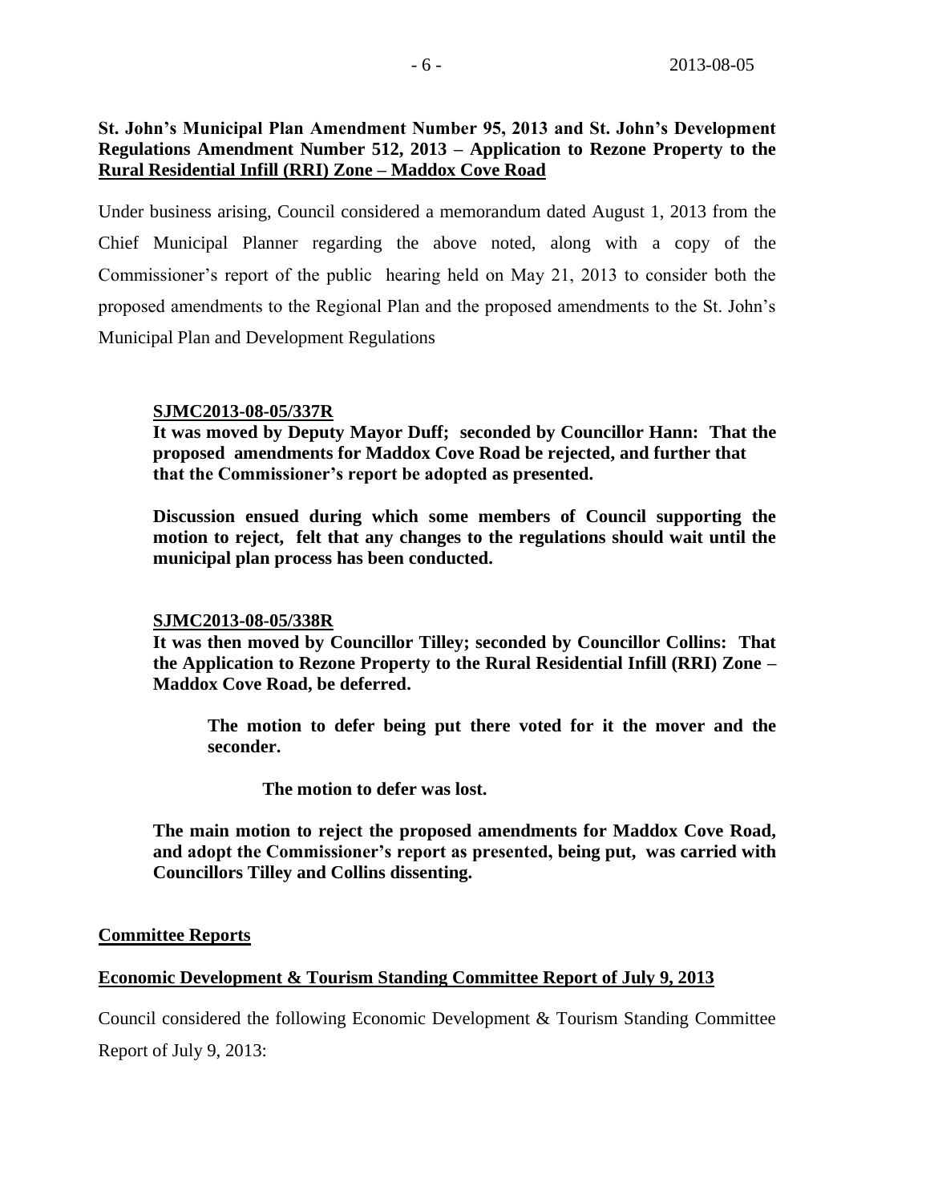**St. John's Municipal Plan Amendment Number 95, 2013 and St. John's Development Regulations Amendment Number 512, 2013 – Application to Rezone Property to the Rural Residential Infill (RRI) Zone – Maddox Cove Road**

Under business arising, Council considered a memorandum dated August 1, 2013 from the Chief Municipal Planner regarding the above noted, along with a copy of the Commissioner's report of the public hearing held on May 21, 2013 to consider both the proposed amendments to the Regional Plan and the proposed amendments to the St. John's Municipal Plan and Development Regulations

**SJMC2013-08-05/337R**
**It was moved by Deputy Mayor Duff; seconded by Councillor Hann: That the proposed amendments for Maddox Cove Road be rejected, and further that that the Commissioner's report be adopted as presented.**

**Discussion ensued during which some members of Council supporting the motion to reject, felt that any changes to the regulations should wait until the municipal plan process has been conducted.**

**SJMC2013-08-05/338R**
**It was then moved by Councillor Tilley; seconded by Councillor Collins: That the Application to Rezone Property to the Rural Residential Infill (RRI) Zone – Maddox Cove Road, be deferred.**

**The motion to defer being put there voted for it the mover and the seconder.**

**The motion to defer was lost.**

**The main motion to reject the proposed amendments for Maddox Cove Road, and adopt the Commissioner's report as presented, being put, was carried with Councillors Tilley and Collins dissenting.**

**Committee Reports**

**Economic Development & Tourism Standing Committee Report of July 9, 2013**

Council considered the following Economic Development & Tourism Standing Committee Report of July 9, 2013: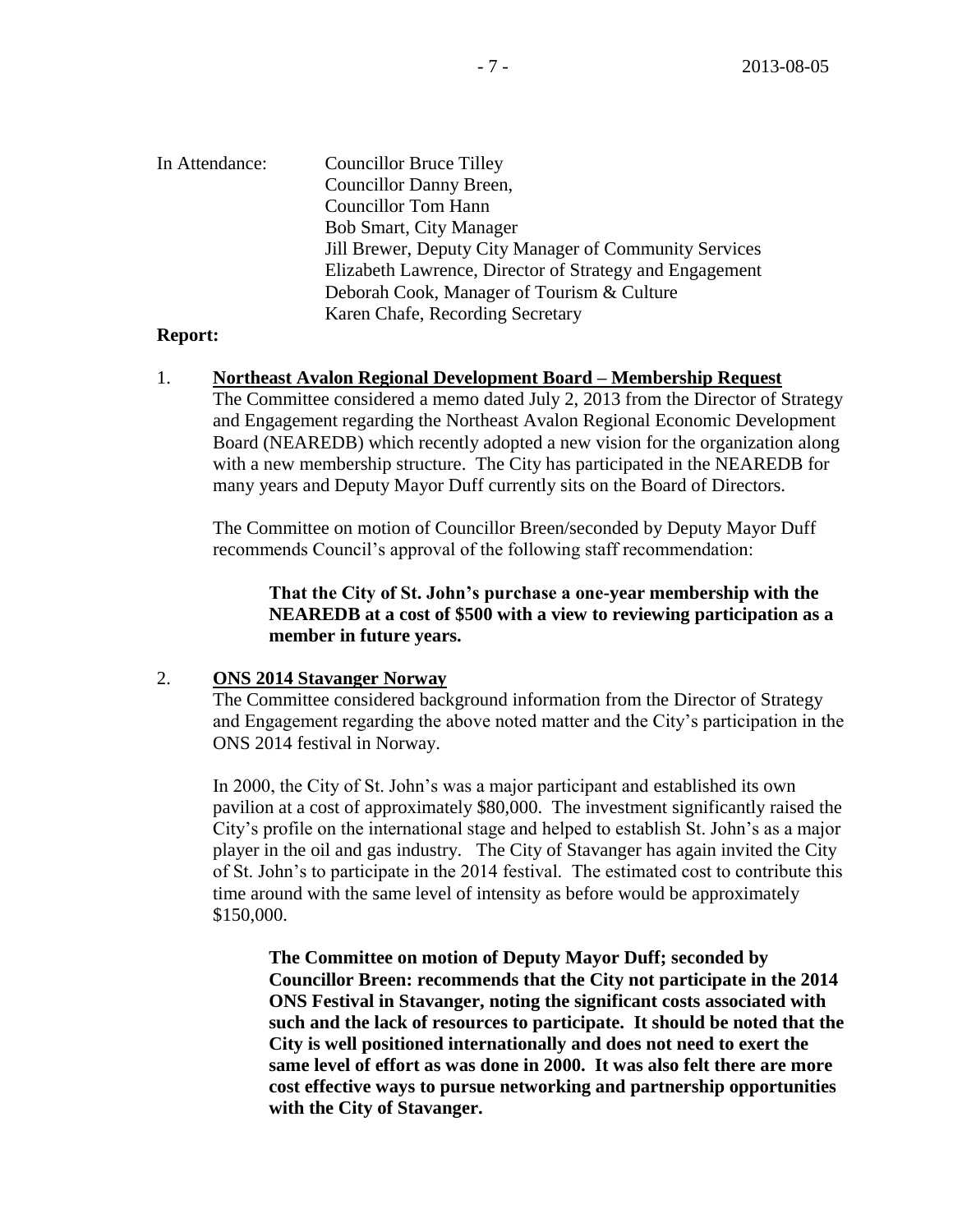In Attendance: Councillor Bruce Tilley
Councillor Danny Breen,
Councillor Tom Hann
Bob Smart, City Manager
Jill Brewer, Deputy City Manager of Community Services
Elizabeth Lawrence, Director of Strategy and Engagement
Deborah Cook, Manager of Tourism & Culture
Karen Chafe, Recording Secretary

**Report:**

1. **Northeast Avalon Regional Development Board – Membership Request**

The Committee considered a memo dated July 2, 2013 from the Director of Strategy and Engagement regarding the Northeast Avalon Regional Economic Development Board (NEAREDB) which recently adopted a new vision for the organization along with a new membership structure. The City has participated in the NEAREDB for many years and Deputy Mayor Duff currently sits on the Board of Directors.

The Committee on motion of Councillor Breen/seconded by Deputy Mayor Duff recommends Council's approval of the following staff recommendation:

> **That the City of St. John's purchase a one-year membership with the NEAREDB at a cost of $500 with a view to reviewing participation as a member in future years.**

2. **ONS 2014 Stavanger Norway**

The Committee considered background information from the Director of Strategy and Engagement regarding the above noted matter and the City's participation in the ONS 2014 festival in Norway.

In 2000, the City of St. John's was a major participant and established its own pavilion at a cost of approximately $80,000. The investment significantly raised the City's profile on the international stage and helped to establish St. John's as a major player in the oil and gas industry. The City of Stavanger has again invited the City of St. John's to participate in the 2014 festival. The estimated cost to contribute this time around with the same level of intensity as before would be approximately $150,000.

> **The Committee on motion of Deputy Mayor Duff; seconded by Councillor Breen: recommends that the City not participate in the 2014 ONS Festival in Stavanger, noting the significant costs associated with such and the lack of resources to participate. It should be noted that the City is well positioned internationally and does not need to exert the same level of effort as was done in 2000. It was also felt there are more cost effective ways to pursue networking and partnership opportunities with the City of Stavanger.**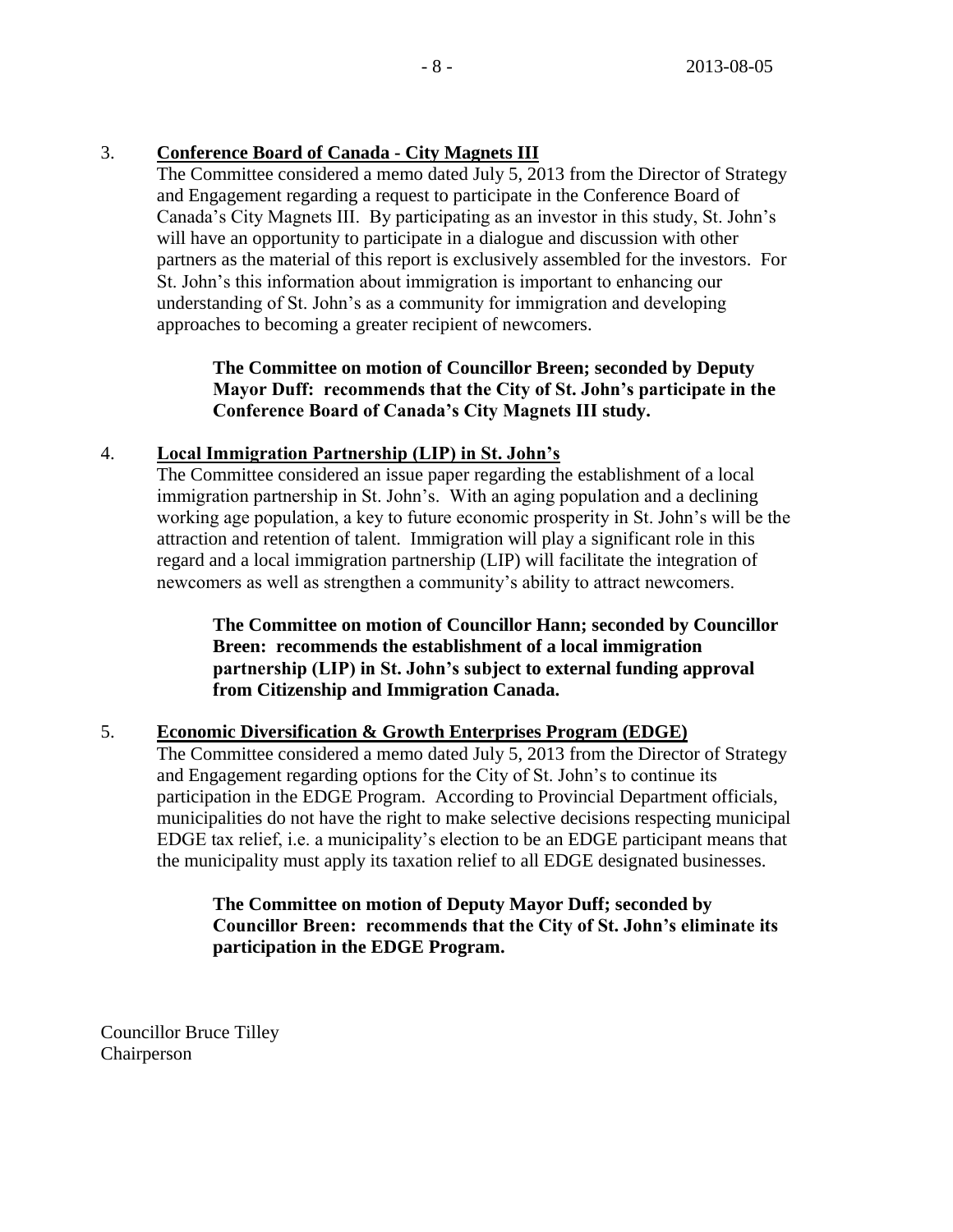3. **Conference Board of Canada - City Magnets III**

The Committee considered a memo dated July 5, 2013 from the Director of Strategy and Engagement regarding a request to participate in the Conference Board of Canada's City Magnets III. By participating as an investor in this study, St. John's will have an opportunity to participate in a dialogue and discussion with other partners as the material of this report is exclusively assembled for the investors. For St. John's this information about immigration is important to enhancing our understanding of St. John's as a community for immigration and developing approaches to becoming a greater recipient of newcomers.

> **The Committee on motion of Councillor Breen; seconded by Deputy Mayor Duff: recommends that the City of St. John's participate in the Conference Board of Canada's City Magnets III study.**

4. **Local Immigration Partnership (LIP) in St. John's**

The Committee considered an issue paper regarding the establishment of a local immigration partnership in St. John's. With an aging population and a declining working age population, a key to future economic prosperity in St. John's will be the attraction and retention of talent. Immigration will play a significant role in this regard and a local immigration partnership (LIP) will facilitate the integration of newcomers as well as strengthen a community's ability to attract newcomers.

> **The Committee on motion of Councillor Hann; seconded by Councillor Breen: recommends the establishment of a local immigration partnership (LIP) in St. John's subject to external funding approval from Citizenship and Immigration Canada.**

5. **Economic Diversification & Growth Enterprises Program (EDGE)**

The Committee considered a memo dated July 5, 2013 from the Director of Strategy and Engagement regarding options for the City of St. John's to continue its participation in the EDGE Program. According to Provincial Department officials, municipalities do not have the right to make selective decisions respecting municipal EDGE tax relief, i.e. a municipality's election to be an EDGE participant means that the municipality must apply its taxation relief to all EDGE designated businesses.

> **The Committee on motion of Deputy Mayor Duff; seconded by Councillor Breen: recommends that the City of St. John's eliminate its participation in the EDGE Program.**

Councillor Bruce Tilley
Chairperson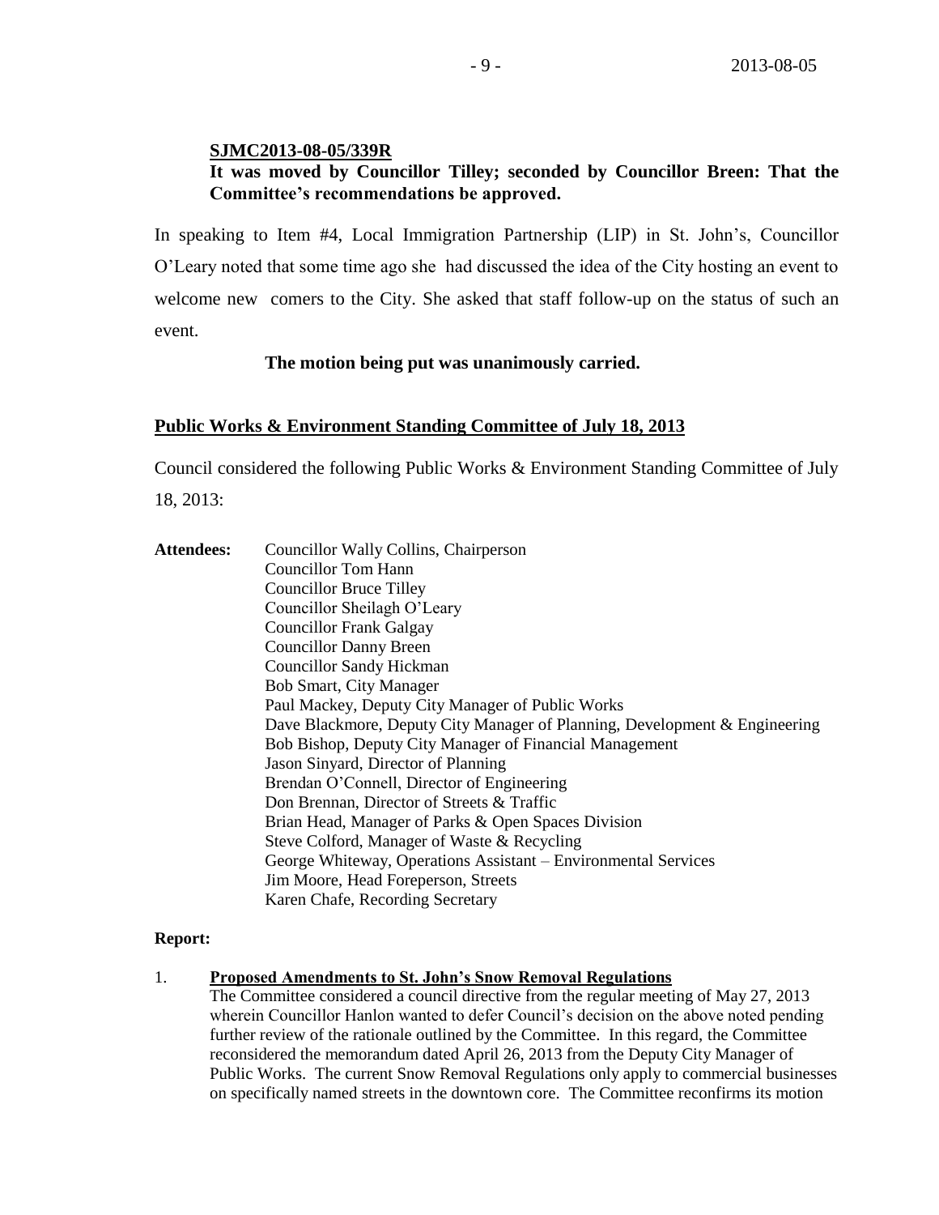**SJMC2013-08-05/339R**

**It was moved by Councillor Tilley; seconded by Councillor Breen: That the Committee's recommendations be approved.**

In speaking to Item #4, Local Immigration Partnership (LIP) in St. John's, Councillor O'Leary noted that some time ago she had discussed the idea of the City hosting an event to welcome new comers to the City. She asked that staff follow-up on the status of such an event.

**The motion being put was unanimously carried.**

## Public Works & Environment Standing Committee of July 18, 2013

Council considered the following Public Works & Environment Standing Committee of July 18, 2013:

**Attendees:**
Councillor Wally Collins, Chairperson
Councillor Tom Hann
Councillor Bruce Tilley
Councillor Sheilagh O'Leary
Councillor Frank Galgay
Councillor Danny Breen
Councillor Sandy Hickman
Bob Smart, City Manager
Paul Mackey, Deputy City Manager of Public Works
Dave Blackmore, Deputy City Manager of Planning, Development & Engineering
Bob Bishop, Deputy City Manager of Financial Management
Jason Sinyard, Director of Planning
Brendan O'Connell, Director of Engineering
Don Brennan, Director of Streets & Traffic
Brian Head, Manager of Parks & Open Spaces Division
Steve Colford, Manager of Waste & Recycling
George Whiteway, Operations Assistant – Environmental Services
Jim Moore, Head Foreperson, Streets
Karen Chafe, Recording Secretary

**Report:**

1. **Proposed Amendments to St. John's Snow Removal Regulations**
The Committee considered a council directive from the regular meeting of May 27, 2013 wherein Councillor Hanlon wanted to defer Council's decision on the above noted pending further review of the rationale outlined by the Committee. In this regard, the Committee reconsidered the memorandum dated April 26, 2013 from the Deputy City Manager of Public Works. The current Snow Removal Regulations only apply to commercial businesses on specifically named streets in the downtown core. The Committee reconfirms its motion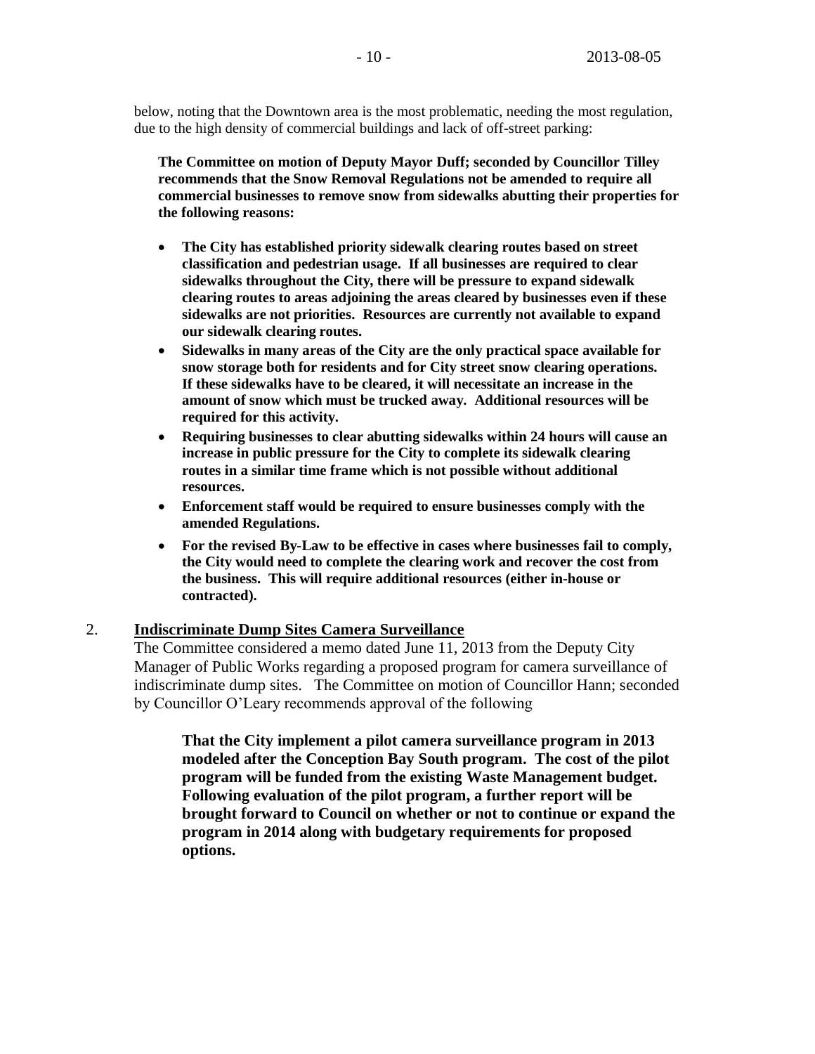below, noting that the Downtown area is the most problematic, needing the most regulation, due to the high density of commercial buildings and lack of off-street parking:

**The Committee on motion of Deputy Mayor Duff; seconded by Councillor Tilley recommends that the Snow Removal Regulations not be amended to require all commercial businesses to remove snow from sidewalks abutting their properties for the following reasons:**

- **The City has established priority sidewalk clearing routes based on street classification and pedestrian usage. If all businesses are required to clear sidewalks throughout the City, there will be pressure to expand sidewalk clearing routes to areas adjoining the areas cleared by businesses even if these sidewalks are not priorities. Resources are currently not available to expand our sidewalk clearing routes.**
- **Sidewalks in many areas of the City are the only practical space available for snow storage both for residents and for City street snow clearing operations. If these sidewalks have to be cleared, it will necessitate an increase in the amount of snow which must be trucked away. Additional resources will be required for this activity.**
- **Requiring businesses to clear abutting sidewalks within 24 hours will cause an increase in public pressure for the City to complete its sidewalk clearing routes in a similar time frame which is not possible without additional resources.**
- **Enforcement staff would be required to ensure businesses comply with the amended Regulations.**
- **For the revised By-Law to be effective in cases where businesses fail to comply, the City would need to complete the clearing work and recover the cost from the business. This will require additional resources (either in-house or contracted).**

2. **Indiscriminate Dump Sites Camera Surveillance**

The Committee considered a memo dated June 11, 2013 from the Deputy City Manager of Public Works regarding a proposed program for camera surveillance of indiscriminate dump sites. The Committee on motion of Councillor Hann; seconded by Councillor O'Leary recommends approval of the following

**That the City implement a pilot camera surveillance program in 2013 modeled after the Conception Bay South program. The cost of the pilot program will be funded from the existing Waste Management budget. Following evaluation of the pilot program, a further report will be brought forward to Council on whether or not to continue or expand the program in 2014 along with budgetary requirements for proposed options.**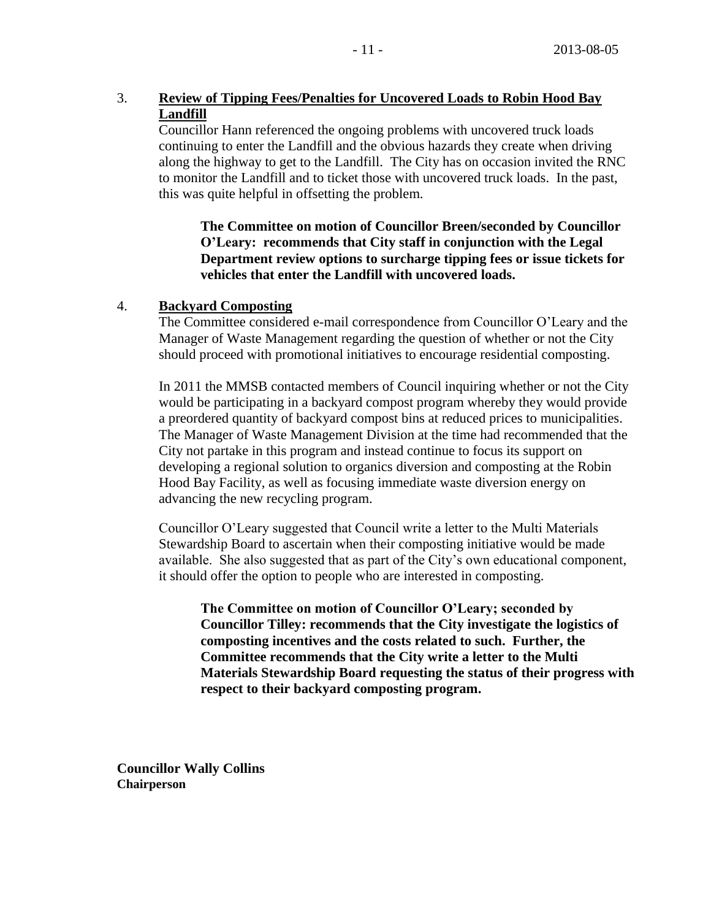3. **Review of Tipping Fees/Penalties for Uncovered Loads to Robin Hood Bay Landfill**

   Councillor Hann referenced the ongoing problems with uncovered truck loads continuing to enter the Landfill and the obvious hazards they create when driving along the highway to get to the Landfill. The City has on occasion invited the RNC to monitor the Landfill and to ticket those with uncovered truck loads. In the past, this was quite helpful in offsetting the problem.

   > **The Committee on motion of Councillor Breen/seconded by Councillor O'Leary: recommends that City staff in conjunction with the Legal Department review options to surcharge tipping fees or issue tickets for vehicles that enter the Landfill with uncovered loads.**

4. **Backyard Composting**

   The Committee considered e-mail correspondence from Councillor O'Leary and the Manager of Waste Management regarding the question of whether or not the City should proceed with promotional initiatives to encourage residential composting.

   In 2011 the MMSB contacted members of Council inquiring whether or not the City would be participating in a backyard compost program whereby they would provide a preordered quantity of backyard compost bins at reduced prices to municipalities. The Manager of Waste Management Division at the time had recommended that the City not partake in this program and instead continue to focus its support on developing a regional solution to organics diversion and composting at the Robin Hood Bay Facility, as well as focusing immediate waste diversion energy on advancing the new recycling program.

   Councillor O'Leary suggested that Council write a letter to the Multi Materials Stewardship Board to ascertain when their composting initiative would be made available. She also suggested that as part of the City's own educational component, it should offer the option to people who are interested in composting.

   > **The Committee on motion of Councillor O'Leary; seconded by Councillor Tilley: recommends that the City investigate the logistics of composting incentives and the costs related to such. Further, the Committee recommends that the City write a letter to the Multi Materials Stewardship Board requesting the status of their progress with respect to their backyard composting program.**

**Councillor Wally Collins**
**Chairperson**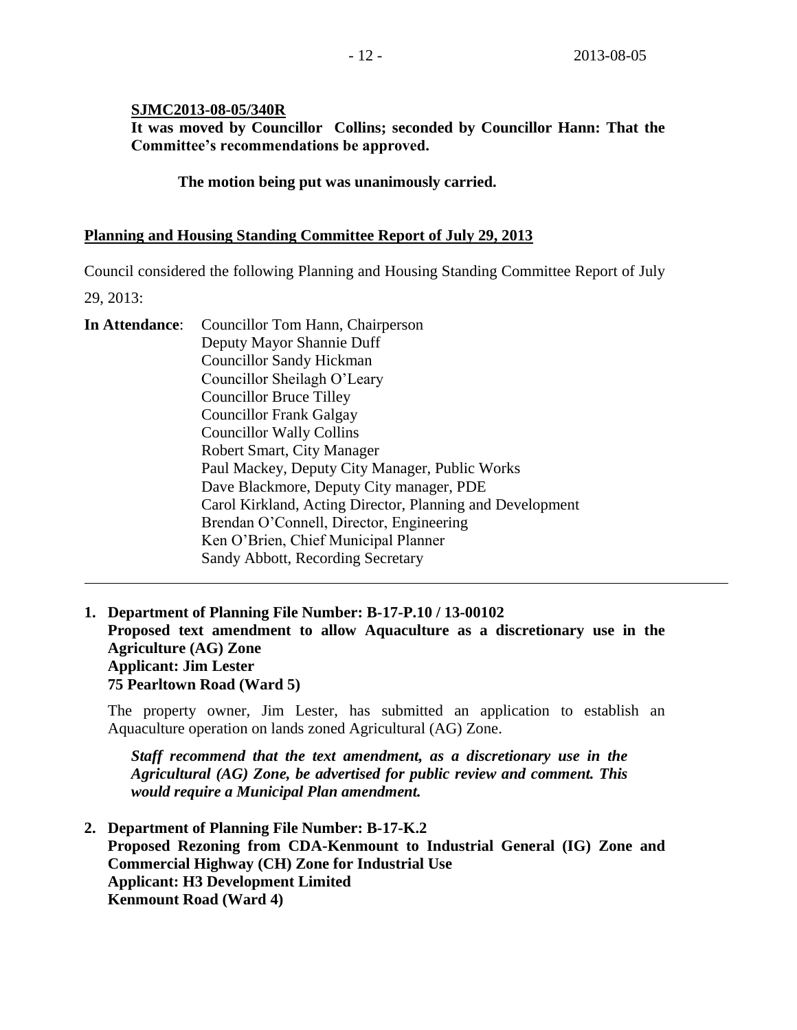**SJMC2013-08-05/340R**

**It was moved by Councillor Collins; seconded by Councillor Hann: That the Committee's recommendations be approved.**

**The motion being put was unanimously carried.**

## Planning and Housing Standing Committee Report of July 29, 2013

Council considered the following Planning and Housing Standing Committee Report of July 29, 2013:

**In Attendance**: Councillor Tom Hann, Chairperson
Deputy Mayor Shannie Duff
Councillor Sandy Hickman
Councillor Sheilagh O'Leary
Councillor Bruce Tilley
Councillor Frank Galgay
Councillor Wally Collins
Robert Smart, City Manager
Paul Mackey, Deputy City Manager, Public Works
Dave Blackmore, Deputy City manager, PDE
Carol Kirkland, Acting Director, Planning and Development
Brendan O'Connell, Director, Engineering
Ken O'Brien, Chief Municipal Planner
Sandy Abbott, Recording Secretary

---

1. **Department of Planning File Number: B-17-P.10 / 13-00102**
   **Proposed text amendment to allow Aquaculture as a discretionary use in the Agriculture (AG) Zone**
   **Applicant: Jim Lester**
   **75 Pearltown Road (Ward 5)**

   The property owner, Jim Lester, has submitted an application to establish an Aquaculture operation on lands zoned Agricultural (AG) Zone.

   ***Staff recommend that the text amendment, as a discretionary use in the Agricultural (AG) Zone, be advertised for public review and comment. This would require a Municipal Plan amendment.***

2. **Department of Planning File Number: B-17-K.2**
   **Proposed Rezoning from CDA-Kenmount to Industrial General (IG) Zone and Commercial Highway (CH) Zone for Industrial Use**
   **Applicant: H3 Development Limited**
   **Kenmount Road (Ward 4)**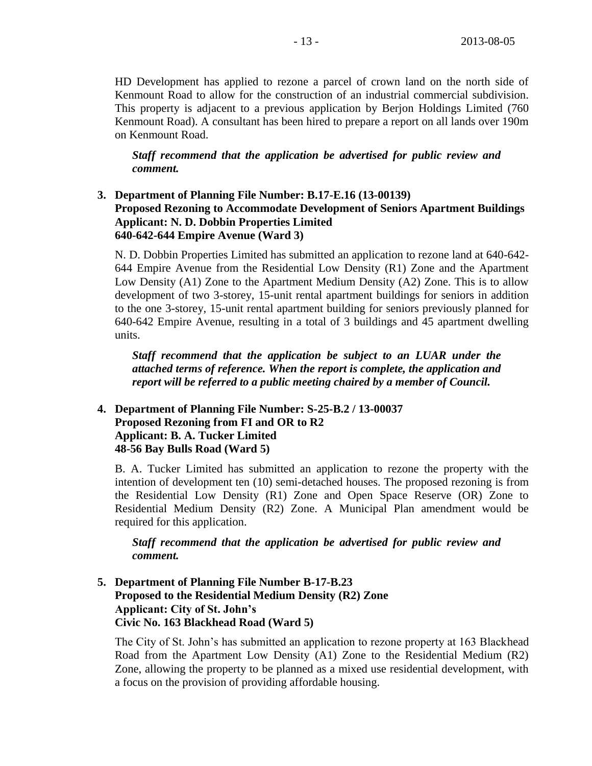HD Development has applied to rezone a parcel of crown land on the north side of Kenmount Road to allow for the construction of an industrial commercial subdivision. This property is adjacent to a previous application by Berjon Holdings Limited (760 Kenmount Road). A consultant has been hired to prepare a report on all lands over 190m on Kenmount Road.

***Staff recommend that the application be advertised for public review and comment.***

**3. Department of Planning File Number: B.17-E.16 (13-00139)**
**Proposed Rezoning to Accommodate Development of Seniors Apartment Buildings**
**Applicant: N. D. Dobbin Properties Limited**
**640-642-644 Empire Avenue (Ward 3)**

N. D. Dobbin Properties Limited has submitted an application to rezone land at 640-642-644 Empire Avenue from the Residential Low Density (R1) Zone and the Apartment Low Density (A1) Zone to the Apartment Medium Density (A2) Zone. This is to allow development of two 3-storey, 15-unit rental apartment buildings for seniors in addition to the one 3-storey, 15-unit rental apartment building for seniors previously planned for 640-642 Empire Avenue, resulting in a total of 3 buildings and 45 apartment dwelling units.

***Staff recommend that the application be subject to an LUAR under the attached terms of reference. When the report is complete, the application and report will be referred to a public meeting chaired by a member of Council.***

**4. Department of Planning File Number: S-25-B.2 / 13-00037**
**Proposed Rezoning from FI and OR to R2**
**Applicant: B. A. Tucker Limited**
**48-56 Bay Bulls Road (Ward 5)**

B. A. Tucker Limited has submitted an application to rezone the property with the intention of development ten (10) semi-detached houses. The proposed rezoning is from the Residential Low Density (R1) Zone and Open Space Reserve (OR) Zone to Residential Medium Density (R2) Zone. A Municipal Plan amendment would be required for this application.

***Staff recommend that the application be advertised for public review and comment.***

**5. Department of Planning File Number B-17-B.23**
**Proposed to the Residential Medium Density (R2) Zone**
**Applicant: City of St. John's**
**Civic No. 163 Blackhead Road (Ward 5)**

The City of St. John's has submitted an application to rezone property at 163 Blackhead Road from the Apartment Low Density (A1) Zone to the Residential Medium (R2) Zone, allowing the property to be planned as a mixed use residential development, with a focus on the provision of providing affordable housing.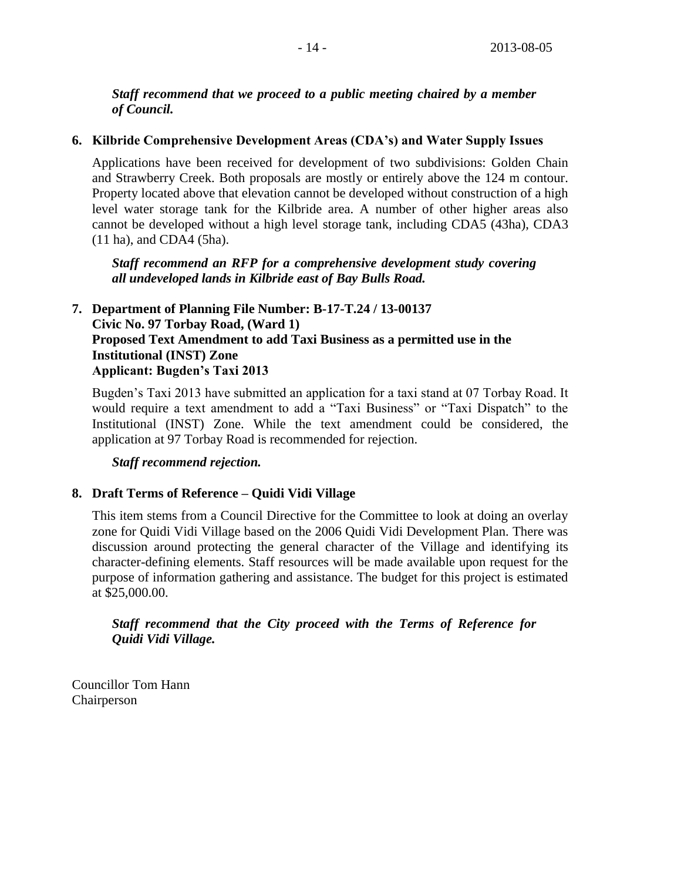***Staff recommend that we proceed to a public meeting chaired by a member of Council.***

**6. Kilbride Comprehensive Development Areas (CDA's) and Water Supply Issues**

Applications have been received for development of two subdivisions: Golden Chain and Strawberry Creek. Both proposals are mostly or entirely above the 124 m contour. Property located above that elevation cannot be developed without construction of a high level water storage tank for the Kilbride area. A number of other higher areas also cannot be developed without a high level storage tank, including CDA5 (43ha), CDA3 (11 ha), and CDA4 (5ha).

***Staff recommend an RFP for a comprehensive development study covering all undeveloped lands in Kilbride east of Bay Bulls Road.***

**7. Department of Planning File Number: B-17-T.24 / 13-00137**
**Civic No. 97 Torbay Road, (Ward 1)**
**Proposed Text Amendment to add Taxi Business as a permitted use in the Institutional (INST) Zone**
**Applicant: Bugden's Taxi 2013**

Bugden's Taxi 2013 have submitted an application for a taxi stand at 07 Torbay Road. It would require a text amendment to add a "Taxi Business" or "Taxi Dispatch" to the Institutional (INST) Zone. While the text amendment could be considered, the application at 97 Torbay Road is recommended for rejection.

*Staff recommend rejection.*

**8. Draft Terms of Reference – Quidi Vidi Village**

This item stems from a Council Directive for the Committee to look at doing an overlay zone for Quidi Vidi Village based on the 2006 Quidi Vidi Development Plan. There was discussion around protecting the general character of the Village and identifying its character-defining elements. Staff resources will be made available upon request for the purpose of information gathering and assistance. The budget for this project is estimated at $25,000.00.

***Staff recommend that the City proceed with the Terms of Reference for Quidi Vidi Village.***

Councillor Tom Hann
Chairperson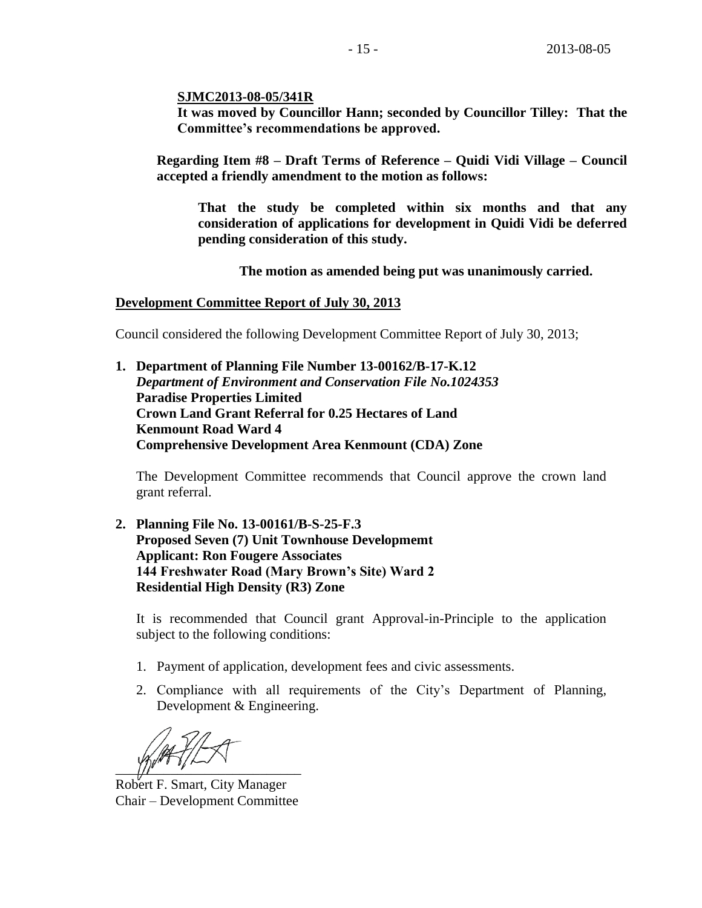**SJMC2013-08-05/341R**
**It was moved by Councillor Hann; seconded by Councillor Tilley: That the Committee's recommendations be approved.**

**Regarding Item #8 – Draft Terms of Reference – Quidi Vidi Village – Council accepted a friendly amendment to the motion as follows:**

> **That the study be completed within six months and that any consideration of applications for development in Quidi Vidi be deferred pending consideration of this study.**

**The motion as amended being put was unanimously carried.**

## Development Committee Report of July 30, 2013

Council considered the following Development Committee Report of July 30, 2013;

**1. Department of Planning File Number 13-00162/B-17-K.12**
***Department of Environment and Conservation File No.1024353***
**Paradise Properties Limited**
**Crown Land Grant Referral for 0.25 Hectares of Land**
**Kenmount Road Ward 4**
**Comprehensive Development Area Kenmount (CDA) Zone**

The Development Committee recommends that Council approve the crown land grant referral.

**2. Planning File No. 13-00161/B-S-25-F.3**
**Proposed Seven (7) Unit Townhouse Developmemt**
**Applicant: Ron Fougere Associates**
**144 Freshwater Road (Mary Brown's Site) Ward 2**
**Residential High Density (R3) Zone**

It is recommended that Council grant Approval-in-Principle to the application subject to the following conditions:

1. Payment of application, development fees and civic assessments.
2. Compliance with all requirements of the City's Department of Planning, Development & Engineering.

Robert F. Smart, City Manager
Chair – Development Committee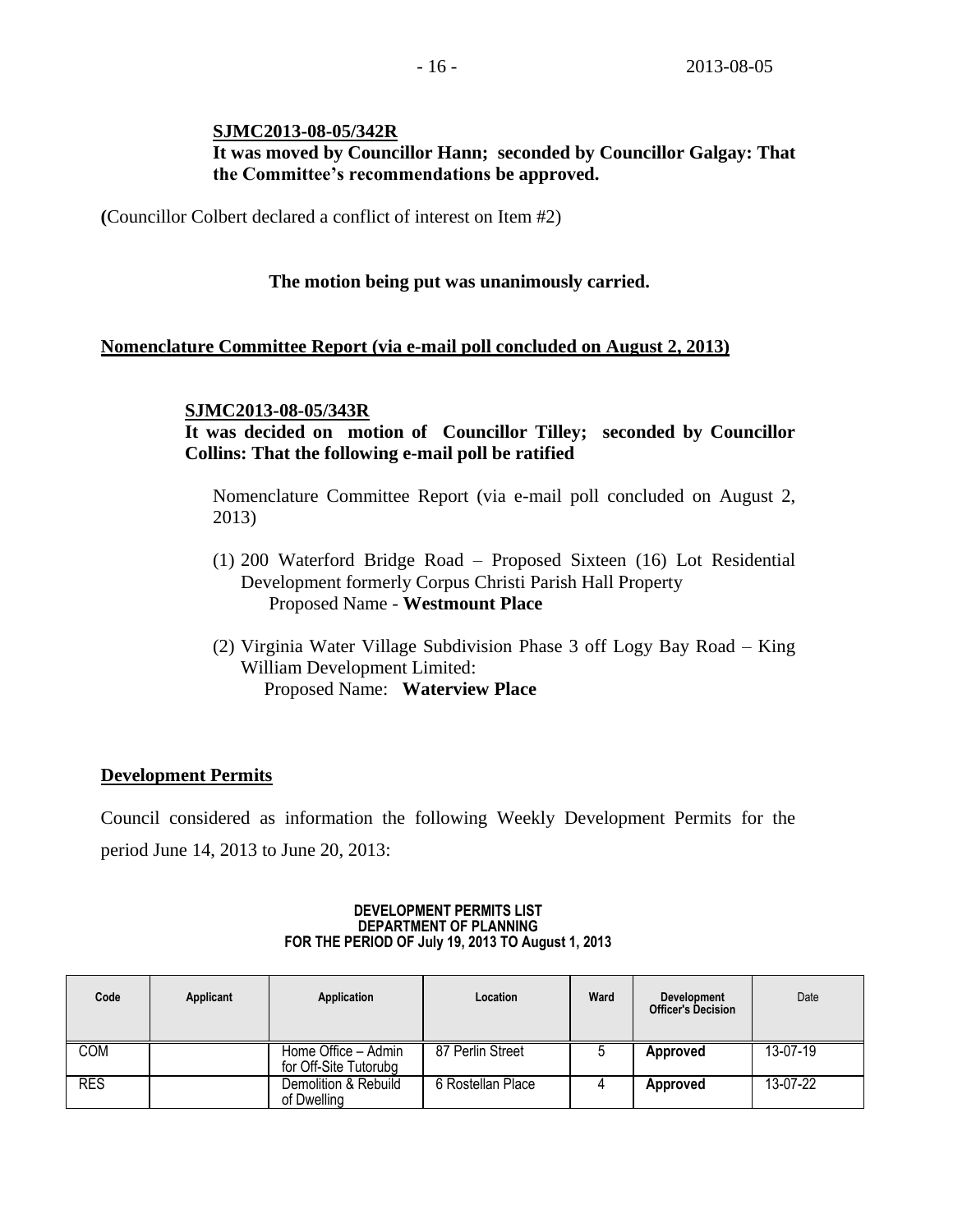**SJMC2013-08-05/342R**

**It was moved by Councillor Hann; seconded by Councillor Galgay: That the Committee's recommendations be approved.**

**(**Councillor Colbert declared a conflict of interest on Item #2)

**The motion being put was unanimously carried.**

**Nomenclature Committee Report (via e-mail poll concluded on August 2, 2013)**

**SJMC2013-08-05/343R**

**It was decided on motion of Councillor Tilley; seconded by Councillor Collins: That the following e-mail poll be ratified**

Nomenclature Committee Report (via e-mail poll concluded on August 2, 2013)

(1) 200 Waterford Bridge Road – Proposed Sixteen (16) Lot Residential Development formerly Corpus Christi Parish Hall Property
Proposed Name - **Westmount Place**

(2) Virginia Water Village Subdivision Phase 3 off Logy Bay Road – King William Development Limited:
Proposed Name: **Waterview Place**

**Development Permits**

Council considered as information the following Weekly Development Permits for the period June 14, 2013 to June 20, 2013:

**DEVELOPMENT PERMITS LIST**
**DEPARTMENT OF PLANNING**
**FOR THE PERIOD OF July 19, 2013 TO August 1, 2013**

| Code | Applicant | Application | Location | Ward | Development Officer's Decision | Date |
|---|---|---|---|---|---|---|
| COM | | Home Office – Admin for Off-Site Tutorubg | 87 Perlin Street | 5 | **Approved** | 13-07-19 |
| RES | | Demolition & Rebuild of Dwelling | 6 Rostellan Place | 4 | **Approved** | 13-07-22 |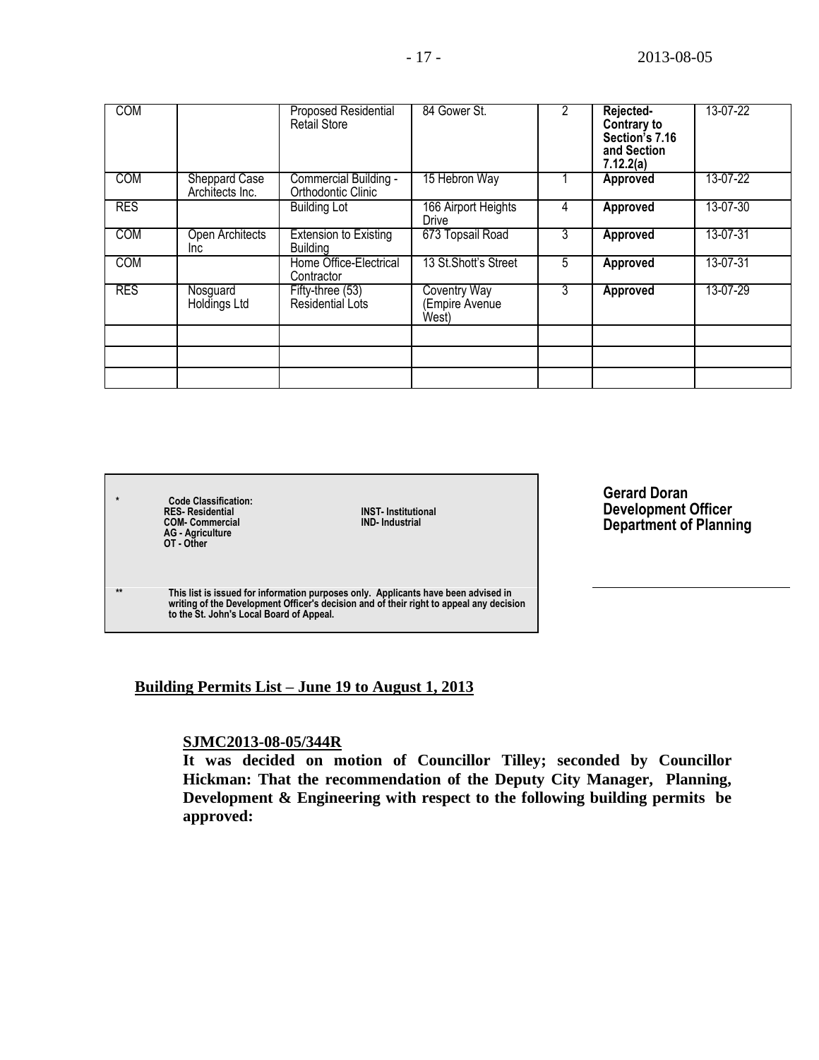| COM | | Proposed Residential Retail Store | 84 Gower St. | 2 | **Rejected- Contrary to Section's 7.16 and Section 7.12.2(a)** | 13-07-22 |
|---|---|---|---|---|---|---|
| COM | Sheppard Case Architects Inc. | Commercial Building - Orthodontic Clinic | 15 Hebron Way | 1 | **Approved** | 13-07-22 |
| RES | | Building Lot | 166 Airport Heights Drive | 4 | **Approved** | 13-07-30 |
| COM | Open Architects Inc | Extension to Existing Building | 673 Topsail Road | 3 | **Approved** | 13-07-31 |
| COM | | Home Office-Electrical Contractor | 13 St.Shott's Street | 5 | **Approved** | 13-07-31 |
| RES | Nosguard Holdings Ltd | Fifty-three (53) Residential Lots | Coventry Way (Empire Avenue West) | 3 | **Approved** | 13-07-29 |
| | | | | | | |
| | | | | | | |
| | | | | | | |

\* **Code Classification:**
**RES- Residential**
**COM- Commercial**
**AG - Agriculture**
**OT - Other**
**INST- Institutional**
**IND- Industrial**

\*\* **This list is issued for information purposes only. Applicants have been advised in writing of the Development Officer's decision and of their right to appeal any decision to the St. John's Local Board of Appeal.**

**Gerard Doran**
**Development Officer**
**Department of Planning**

**Building Permits List – June 19 to August 1, 2013**

**SJMC2013-08-05/344R**
**It was decided on motion of Councillor Tilley; seconded by Councillor Hickman: That the recommendation of the Deputy City Manager, Planning, Development & Engineering with respect to the following building permits be approved:**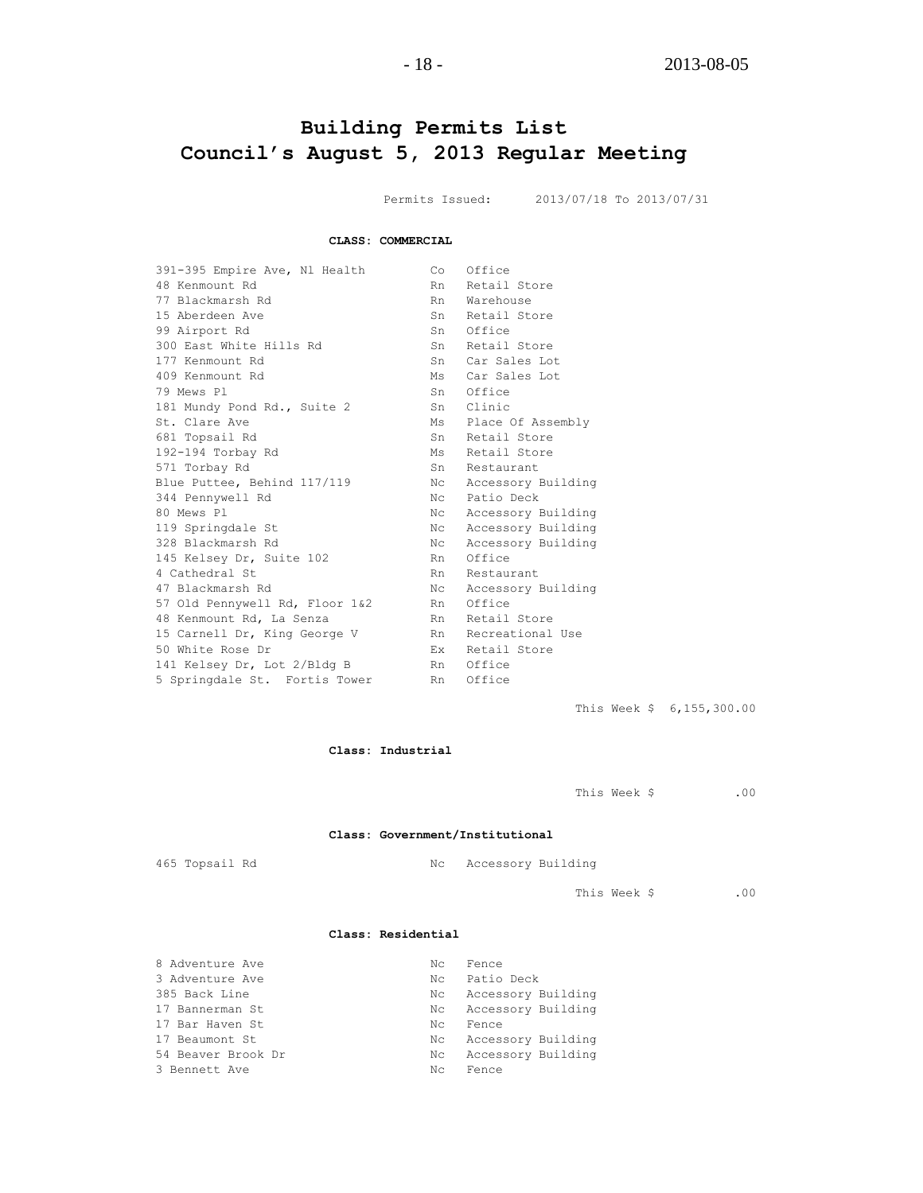# Building Permits List
# Council's August 5, 2013 Regular Meeting

Permits Issued: 2013/07/18 To 2013/07/31

**CLASS: COMMERCIAL**

| | | |
|---|---|---|
| 391-395 Empire Ave, Nl Health | Co | Office |
| 48 Kenmount Rd | Rn | Retail Store |
| 77 Blackmarsh Rd | Rn | Warehouse |
| 15 Aberdeen Ave | Sn | Retail Store |
| 99 Airport Rd | Sn | Office |
| 300 East White Hills Rd | Sn | Retail Store |
| 177 Kenmount Rd | Sn | Car Sales Lot |
| 409 Kenmount Rd | Ms | Car Sales Lot |
| 79 Mews Pl | Sn | Office |
| 181 Mundy Pond Rd., Suite 2 | Sn | Clinic |
| St. Clare Ave | Ms | Place Of Assembly |
| 681 Topsail Rd | Sn | Retail Store |
| 192-194 Torbay Rd | Ms | Retail Store |
| 571 Torbay Rd | Sn | Restaurant |
| Blue Puttee, Behind 117/119 | Nc | Accessory Building |
| 344 Pennywell Rd | Nc | Patio Deck |
| 80 Mews Pl | Nc | Accessory Building |
| 119 Springdale St | Nc | Accessory Building |
| 328 Blackmarsh Rd | Nc | Accessory Building |
| 145 Kelsey Dr, Suite 102 | Rn | Office |
| 4 Cathedral St | Rn | Restaurant |
| 47 Blackmarsh Rd | Nc | Accessory Building |
| 57 Old Pennywell Rd, Floor 1&2 | Rn | Office |
| 48 Kenmount Rd, La Senza | Rn | Retail Store |
| 15 Carnell Dr, King George V | Rn | Recreational Use |
| 50 White Rose Dr | Ex | Retail Store |
| 141 Kelsey Dr, Lot 2/Bldg B | Rn | Office |
| 5 Springdale St. Fortis Tower | Rn | Office |

This Week $ 6,155,300.00

**Class: Industrial**

This Week $ .00

**Class: Government/Institutional**

| | | |
|---|---|---|
| 465 Topsail Rd | Nc | Accessory Building |

This Week $ .00

**Class: Residential**

| | | |
|---|---|---|
| 8 Adventure Ave | Nc | Fence |
| 3 Adventure Ave | Nc | Patio Deck |
| 385 Back Line | Nc | Accessory Building |
| 17 Bannerman St | Nc | Accessory Building |
| 17 Bar Haven St | Nc | Fence |
| 17 Beaumont St | Nc | Accessory Building |
| 54 Beaver Brook Dr | Nc | Accessory Building |
| 3 Bennett Ave | Nc | Fence |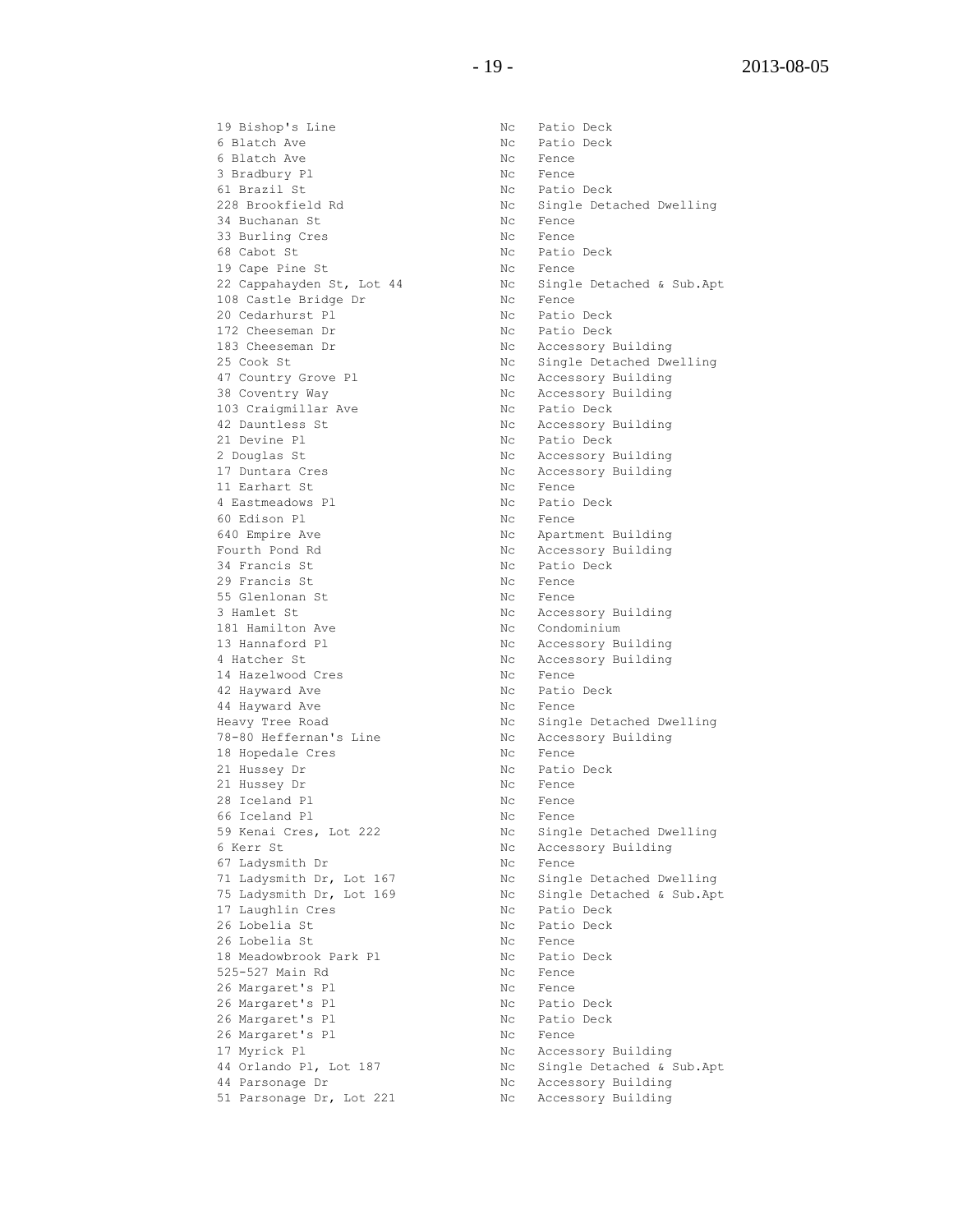| | | |
|---|---|---|
| 19 Bishop's Line | Nc | Patio Deck |
| 6 Blatch Ave | Nc | Patio Deck |
| 6 Blatch Ave | Nc | Fence |
| 3 Bradbury Pl | Nc | Fence |
| 61 Brazil St | Nc | Patio Deck |
| 228 Brookfield Rd | Nc | Single Detached Dwelling |
| 34 Buchanan St | Nc | Fence |
| 33 Burling Cres | Nc | Fence |
| 68 Cabot St | Nc | Patio Deck |
| 19 Cape Pine St | Nc | Fence |
| 22 Cappahayden St, Lot 44 | Nc | Single Detached & Sub.Apt |
| 108 Castle Bridge Dr | Nc | Fence |
| 20 Cedarhurst Pl | Nc | Patio Deck |
| 172 Cheeseman Dr | Nc | Patio Deck |
| 183 Cheeseman Dr | Nc | Accessory Building |
| 25 Cook St | Nc | Single Detached Dwelling |
| 47 Country Grove Pl | Nc | Accessory Building |
| 38 Coventry Way | Nc | Accessory Building |
| 103 Craigmillar Ave | Nc | Patio Deck |
| 42 Dauntless St | Nc | Accessory Building |
| 21 Devine Pl | Nc | Patio Deck |
| 2 Douglas St | Nc | Accessory Building |
| 17 Duntara Cres | Nc | Accessory Building |
| 11 Earhart St | Nc | Fence |
| 4 Eastmeadows Pl | Nc | Patio Deck |
| 60 Edison Pl | Nc | Fence |
| 640 Empire Ave | Nc | Apartment Building |
| Fourth Pond Rd | Nc | Accessory Building |
| 34 Francis St | Nc | Patio Deck |
| 29 Francis St | Nc | Fence |
| 55 Glenlonan St | Nc | Fence |
| 3 Hamlet St | Nc | Accessory Building |
| 181 Hamilton Ave | Nc | Condominium |
| 13 Hannaford Pl | Nc | Accessory Building |
| 4 Hatcher St | Nc | Accessory Building |
| 14 Hazelwood Cres | Nc | Fence |
| 42 Hayward Ave | Nc | Patio Deck |
| 44 Hayward Ave | Nc | Fence |
| Heavy Tree Road | Nc | Single Detached Dwelling |
| 78-80 Heffernan's Line | Nc | Accessory Building |
| 18 Hopedale Cres | Nc | Fence |
| 21 Hussey Dr | Nc | Patio Deck |
| 21 Hussey Dr | Nc | Fence |
| 28 Iceland Pl | Nc | Fence |
| 66 Iceland Pl | Nc | Fence |
| 59 Kenai Cres, Lot 222 | Nc | Single Detached Dwelling |
| 6 Kerr St | Nc | Accessory Building |
| 67 Ladysmith Dr | Nc | Fence |
| 71 Ladysmith Dr, Lot 167 | Nc | Single Detached Dwelling |
| 75 Ladysmith Dr, Lot 169 | Nc | Single Detached & Sub.Apt |
| 17 Laughlin Cres | Nc | Patio Deck |
| 26 Lobelia St | Nc | Patio Deck |
| 26 Lobelia St | Nc | Fence |
| 18 Meadowbrook Park Pl | Nc | Patio Deck |
| 525-527 Main Rd | Nc | Fence |
| 26 Margaret's Pl | Nc | Fence |
| 26 Margaret's Pl | Nc | Patio Deck |
| 26 Margaret's Pl | Nc | Patio Deck |
| 26 Margaret's Pl | Nc | Fence |
| 17 Myrick Pl | Nc | Accessory Building |
| 44 Orlando Pl, Lot 187 | Nc | Single Detached & Sub.Apt |
| 44 Parsonage Dr | Nc | Accessory Building |
| 51 Parsonage Dr, Lot 221 | Nc | Accessory Building |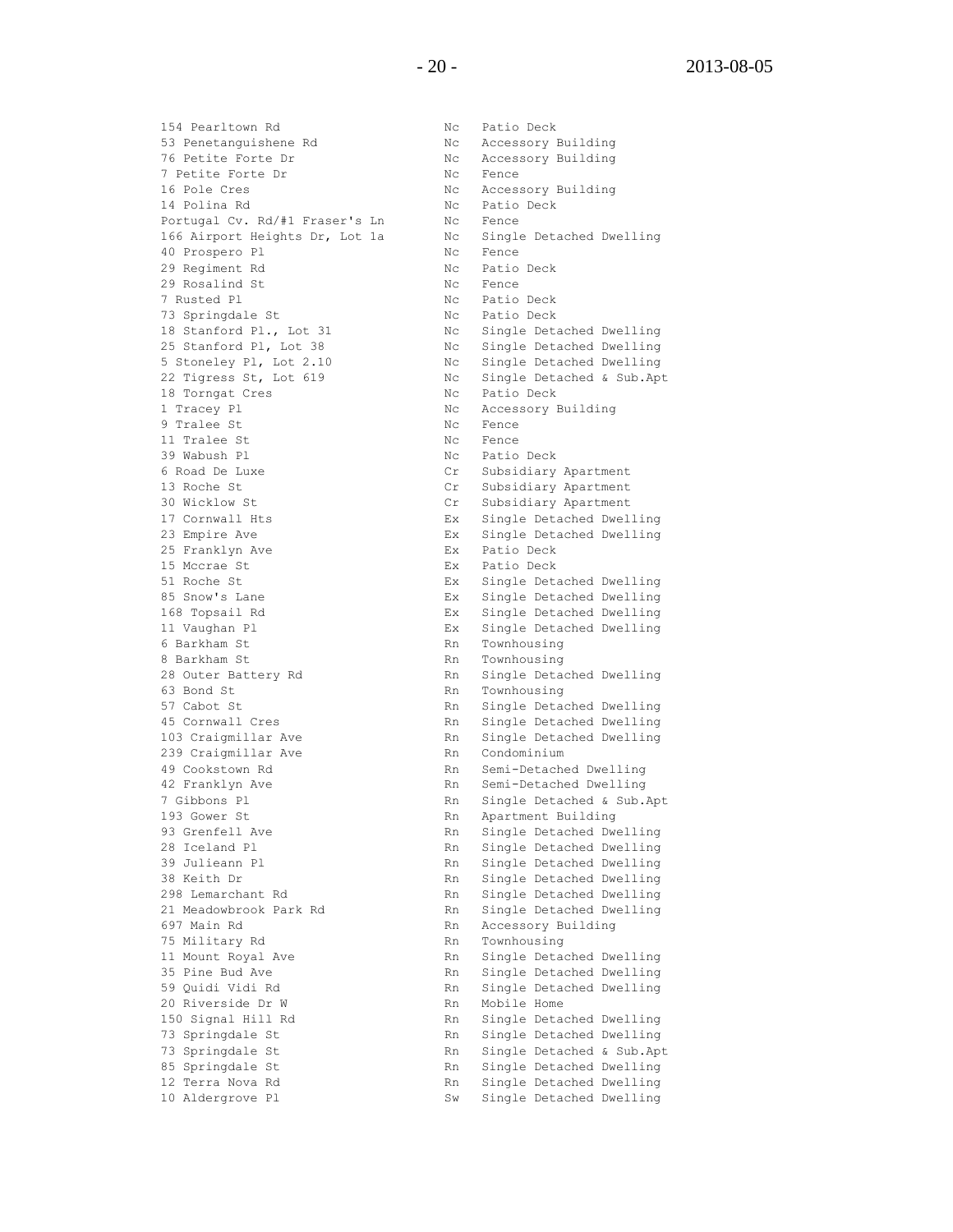| | | |
|---|---|---|
| 154 Pearltown Rd | Nc | Patio Deck |
| 53 Penetanguishene Rd | Nc | Accessory Building |
| 76 Petite Forte Dr | Nc | Accessory Building |
| 7 Petite Forte Dr | Nc | Fence |
| 16 Pole Cres | Nc | Accessory Building |
| 14 Polina Rd | Nc | Patio Deck |
| Portugal Cv. Rd/#1 Fraser's Ln | Nc | Fence |
| 166 Airport Heights Dr, Lot 1a | Nc | Single Detached Dwelling |
| 40 Prospero Pl | Nc | Fence |
| 29 Regiment Rd | Nc | Patio Deck |
| 29 Rosalind St | Nc | Fence |
| 7 Rusted Pl | Nc | Patio Deck |
| 73 Springdale St | Nc | Patio Deck |
| 18 Stanford Pl., Lot 31 | Nc | Single Detached Dwelling |
| 25 Stanford Pl, Lot 38 | Nc | Single Detached Dwelling |
| 5 Stoneley Pl, Lot 2.10 | Nc | Single Detached Dwelling |
| 22 Tigress St, Lot 619 | Nc | Single Detached & Sub.Apt |
| 18 Torngat Cres | Nc | Patio Deck |
| 1 Tracey Pl | Nc | Accessory Building |
| 9 Tralee St | Nc | Fence |
| 11 Tralee St | Nc | Fence |
| 39 Wabush Pl | Nc | Patio Deck |
| 6 Road De Luxe | Cr | Subsidiary Apartment |
| 13 Roche St | Cr | Subsidiary Apartment |
| 30 Wicklow St | Cr | Subsidiary Apartment |
| 17 Cornwall Hts | Ex | Single Detached Dwelling |
| 23 Empire Ave | Ex | Single Detached Dwelling |
| 25 Franklyn Ave | Ex | Patio Deck |
| 15 Mccrae St | Ex | Patio Deck |
| 51 Roche St | Ex | Single Detached Dwelling |
| 85 Snow's Lane | Ex | Single Detached Dwelling |
| 168 Topsail Rd | Ex | Single Detached Dwelling |
| 11 Vaughan Pl | Ex | Single Detached Dwelling |
| 6 Barkham St | Rn | Townhousing |
| 8 Barkham St | Rn | Townhousing |
| 28 Outer Battery Rd | Rn | Single Detached Dwelling |
| 63 Bond St | Rn | Townhousing |
| 57 Cabot St | Rn | Single Detached Dwelling |
| 45 Cornwall Cres | Rn | Single Detached Dwelling |
| 103 Craigmillar Ave | Rn | Single Detached Dwelling |
| 239 Craigmillar Ave | Rn | Condominium |
| 49 Cookstown Rd | Rn | Semi-Detached Dwelling |
| 42 Franklyn Ave | Rn | Semi-Detached Dwelling |
| 7 Gibbons Pl | Rn | Single Detached & Sub.Apt |
| 193 Gower St | Rn | Apartment Building |
| 93 Grenfell Ave | Rn | Single Detached Dwelling |
| 28 Iceland Pl | Rn | Single Detached Dwelling |
| 39 Julieann Pl | Rn | Single Detached Dwelling |
| 38 Keith Dr | Rn | Single Detached Dwelling |
| 298 Lemarchant Rd | Rn | Single Detached Dwelling |
| 21 Meadowbrook Park Rd | Rn | Single Detached Dwelling |
| 697 Main Rd | Rn | Accessory Building |
| 75 Military Rd | Rn | Townhousing |
| 11 Mount Royal Ave | Rn | Single Detached Dwelling |
| 35 Pine Bud Ave | Rn | Single Detached Dwelling |
| 59 Quidi Vidi Rd | Rn | Single Detached Dwelling |
| 20 Riverside Dr W | Rn | Mobile Home |
| 150 Signal Hill Rd | Rn | Single Detached Dwelling |
| 73 Springdale St | Rn | Single Detached Dwelling |
| 73 Springdale St | Rn | Single Detached & Sub.Apt |
| 85 Springdale St | Rn | Single Detached Dwelling |
| 12 Terra Nova Rd | Rn | Single Detached Dwelling |
| 10 Aldergrove Pl | Sw | Single Detached Dwelling |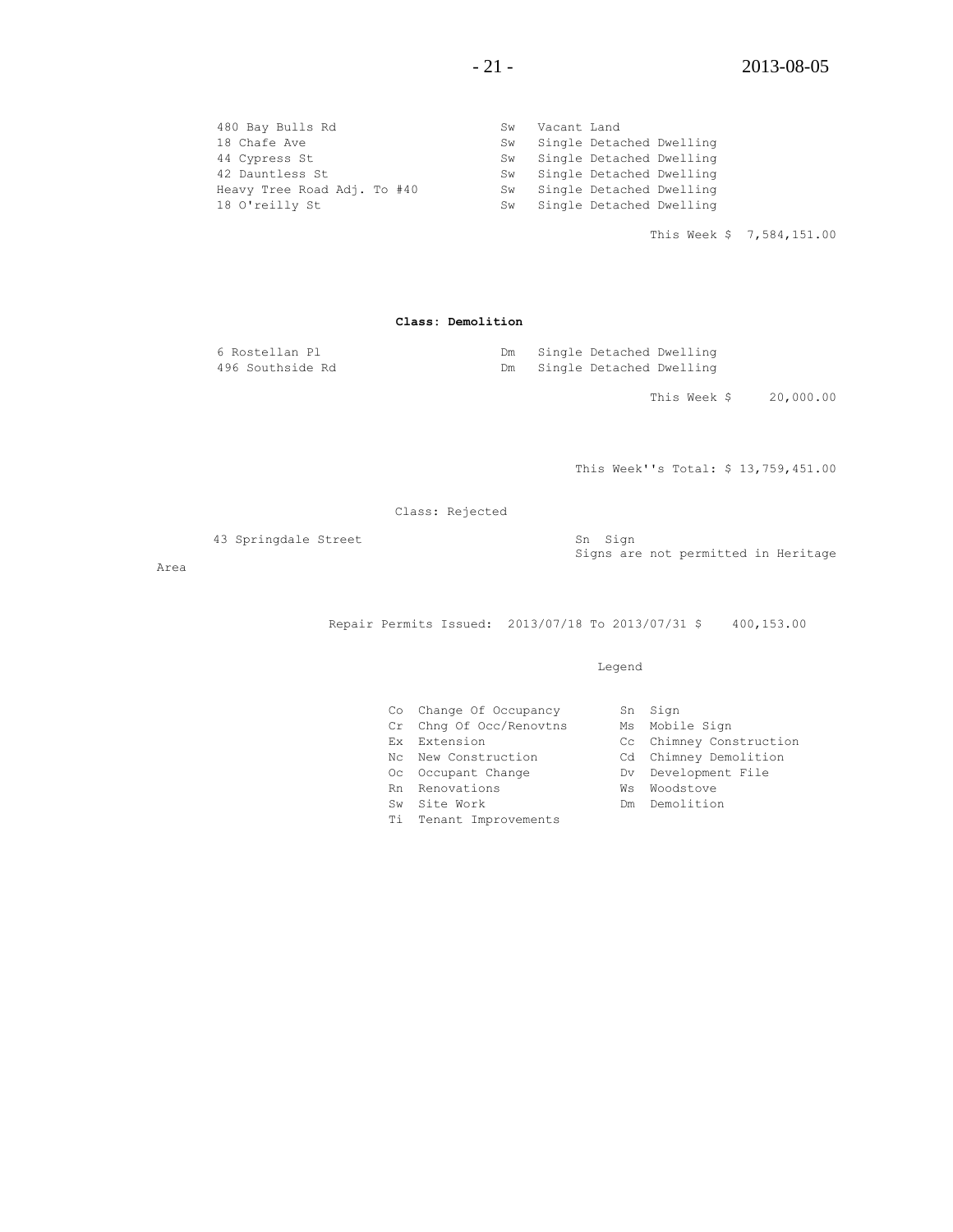| | | |
|---|---|---|
| 480 Bay Bulls Rd | Sw | Vacant Land |
| 18 Chafe Ave | Sw | Single Detached Dwelling |
| 44 Cypress St | Sw | Single Detached Dwelling |
| 42 Dauntless St | Sw | Single Detached Dwelling |
| Heavy Tree Road Adj. To #40 | Sw | Single Detached Dwelling |
| 18 O'reilly St | Sw | Single Detached Dwelling |

This Week $ 7,584,151.00

**Class: Demolition**

| | | |
|---|---|---|
| 6 Rostellan Pl | Dm | Single Detached Dwelling |
| 496 Southside Rd | Dm | Single Detached Dwelling |

This Week $ 20,000.00

This Week''s Total: $ 13,759,451.00

Class: Rejected

43 Springdale Street — Sn Sign
Signs are not permitted in Heritage Area

Repair Permits Issued: 2013/07/18 To 2013/07/31 $ 400,153.00

Legend

| | | | |
|---|---|---|---|
| Co | Change Of Occupancy | Sn | Sign |
| Cr | Chng Of Occ/Renovtns | Ms | Mobile Sign |
| Ex | Extension | Cc | Chimney Construction |
| Nc | New Construction | Cd | Chimney Demolition |
| Oc | Occupant Change | Dv | Development File |
| Rn | Renovations | Ws | Woodstove |
| Sw | Site Work | Dm | Demolition |
| Ti | Tenant Improvements | | |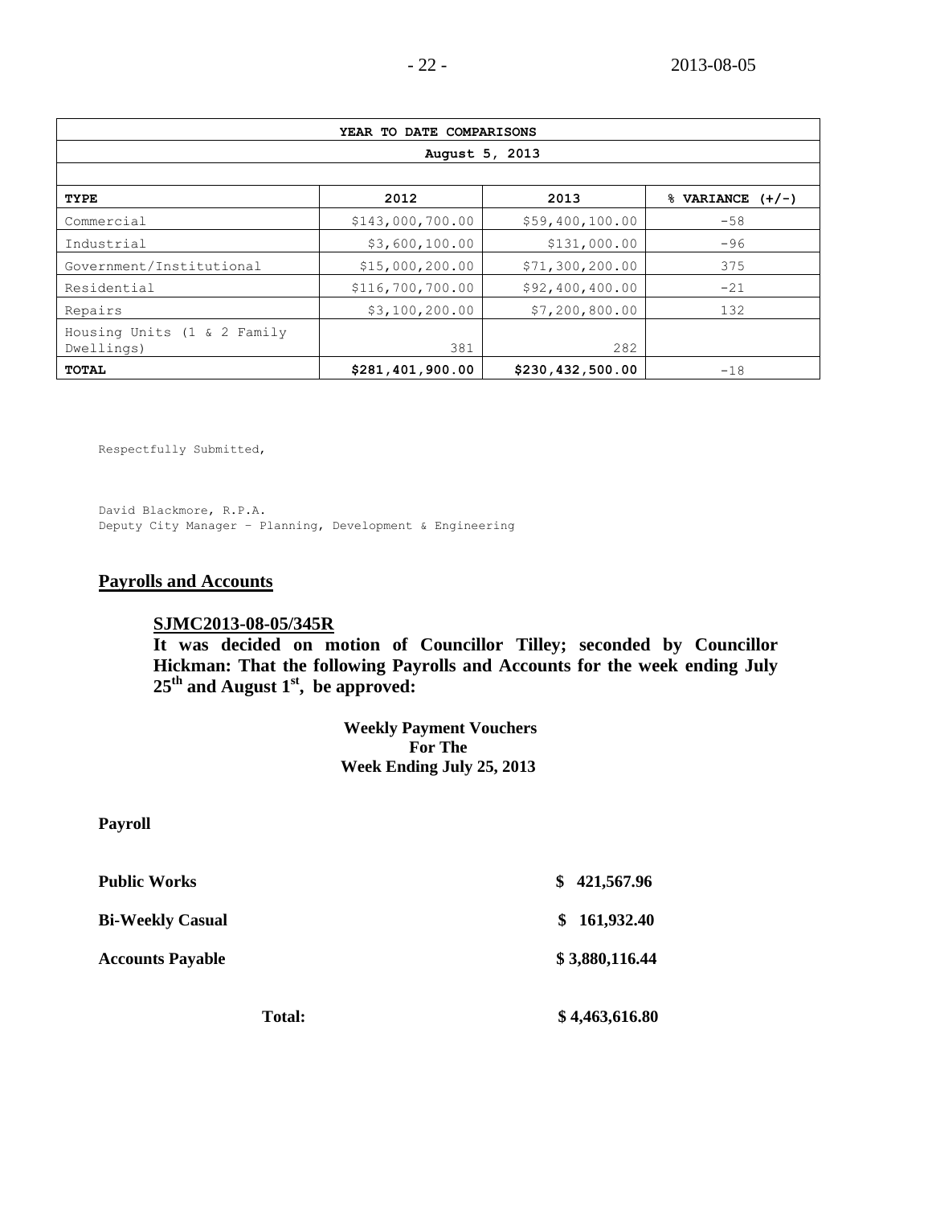| YEAR TO DATE COMPARISONS | | | |
|---|---|---|---|
| August 5, 2013 | | | |
| | | | |
| **TYPE** | **2012** | **2013** | **% VARIANCE (+/-)** |
| Commercial | $143,000,700.00 | $59,400,100.00 | -58 |
| Industrial | $3,600,100.00 | $131,000.00 | -96 |
| Government/Institutional | $15,000,200.00 | $71,300,200.00 | 375 |
| Residential | $116,700,700.00 | $92,400,400.00 | -21 |
| Repairs | $3,100,200.00 | $7,200,800.00 | 132 |
| Housing Units (1 & 2 Family Dwellings) | 381 | 282 | |
| **TOTAL** | **$281,401,900.00** | **$230,432,500.00** | -18 |

Respectfully Submitted,

David Blackmore, R.P.A.
Deputy City Manager – Planning, Development & Engineering

## Payrolls and Accounts

**SJMC2013-08-05/345R**

**It was decided on motion of Councillor Tilley; seconded by Councillor Hickman: That the following Payrolls and Accounts for the week ending July 25th and August 1st, be approved:**

**Weekly Payment Vouchers**
**For The**
**Week Ending July 25, 2013**

**Payroll**

| | |
|---|---|
| **Public Works** | **$ 421,567.96** |
| **Bi-Weekly Casual** | **$ 161,932.40** |
| **Accounts Payable** | **$ 3,880,116.44** |
| **Total:** | **$ 4,463,616.80** |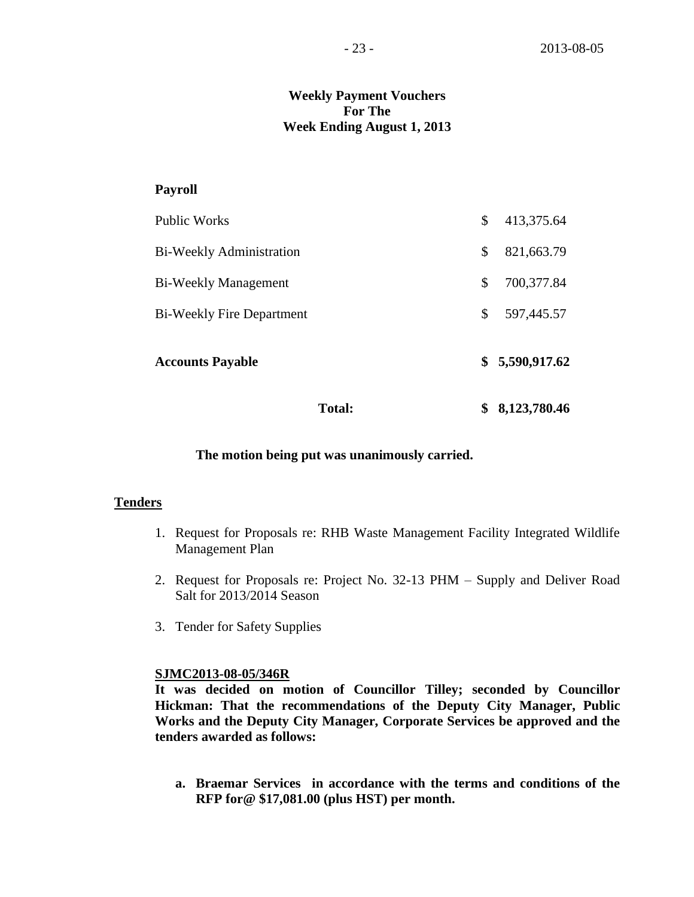**Weekly Payment Vouchers**
**For The**
**Week Ending August 1, 2013**

| **Payroll** | |
|---|---|
| Public Works | $ 413,375.64 |
| Bi-Weekly Administration | $ 821,663.79 |
| Bi-Weekly Management | $ 700,377.84 |
| Bi-Weekly Fire Department | $ 597,445.57 |
| **Accounts Payable** | **$ 5,590,917.62** |
| **Total:** | **$ 8,123,780.46** |

**The motion being put was unanimously carried.**

## Tenders

1. Request for Proposals re: RHB Waste Management Facility Integrated Wildlife Management Plan
2. Request for Proposals re: Project No. 32-13 PHM – Supply and Deliver Road Salt for 2013/2014 Season
3. Tender for Safety Supplies

**SJMC2013-08-05/346R**
**It was decided on motion of Councillor Tilley; seconded by Councillor Hickman: That the recommendations of the Deputy City Manager, Public Works and the Deputy City Manager, Corporate Services be approved and the tenders awarded as follows:**

**a. Braemar Services in accordance with the terms and conditions of the RFP for@ $17,081.00 (plus HST) per month.**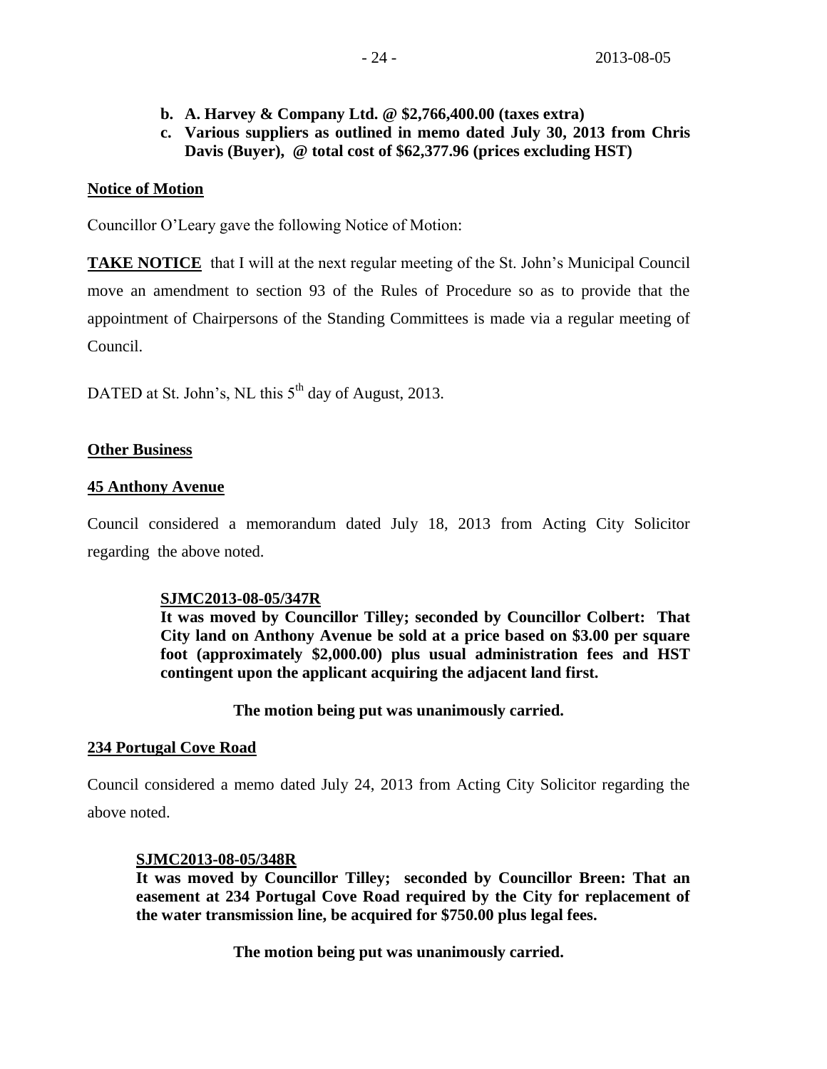**b. A. Harvey & Company Ltd. @ $2,766,400.00 (taxes extra)**

**c. Various suppliers as outlined in memo dated July 30, 2013 from Chris Davis (Buyer), @ total cost of $62,377.96 (prices excluding HST)**

## Notice of Motion

Councillor O'Leary gave the following Notice of Motion:

**TAKE NOTICE** that I will at the next regular meeting of the St. John's Municipal Council move an amendment to section 93 of the Rules of Procedure so as to provide that the appointment of Chairpersons of the Standing Committees is made via a regular meeting of Council.

DATED at St. John's, NL this 5th day of August, 2013.

## Other Business

### 45 Anthony Avenue

Council considered a memorandum dated July 18, 2013 from Acting City Solicitor regarding the above noted.

**SJMC2013-08-05/347R**

**It was moved by Councillor Tilley; seconded by Councillor Colbert: That City land on Anthony Avenue be sold at a price based on $3.00 per square foot (approximately $2,000.00) plus usual administration fees and HST contingent upon the applicant acquiring the adjacent land first.**

**The motion being put was unanimously carried.**

### 234 Portugal Cove Road

Council considered a memo dated July 24, 2013 from Acting City Solicitor regarding the above noted.

**SJMC2013-08-05/348R**

**It was moved by Councillor Tilley; seconded by Councillor Breen: That an easement at 234 Portugal Cove Road required by the City for replacement of the water transmission line, be acquired for $750.00 plus legal fees.**

**The motion being put was unanimously carried.**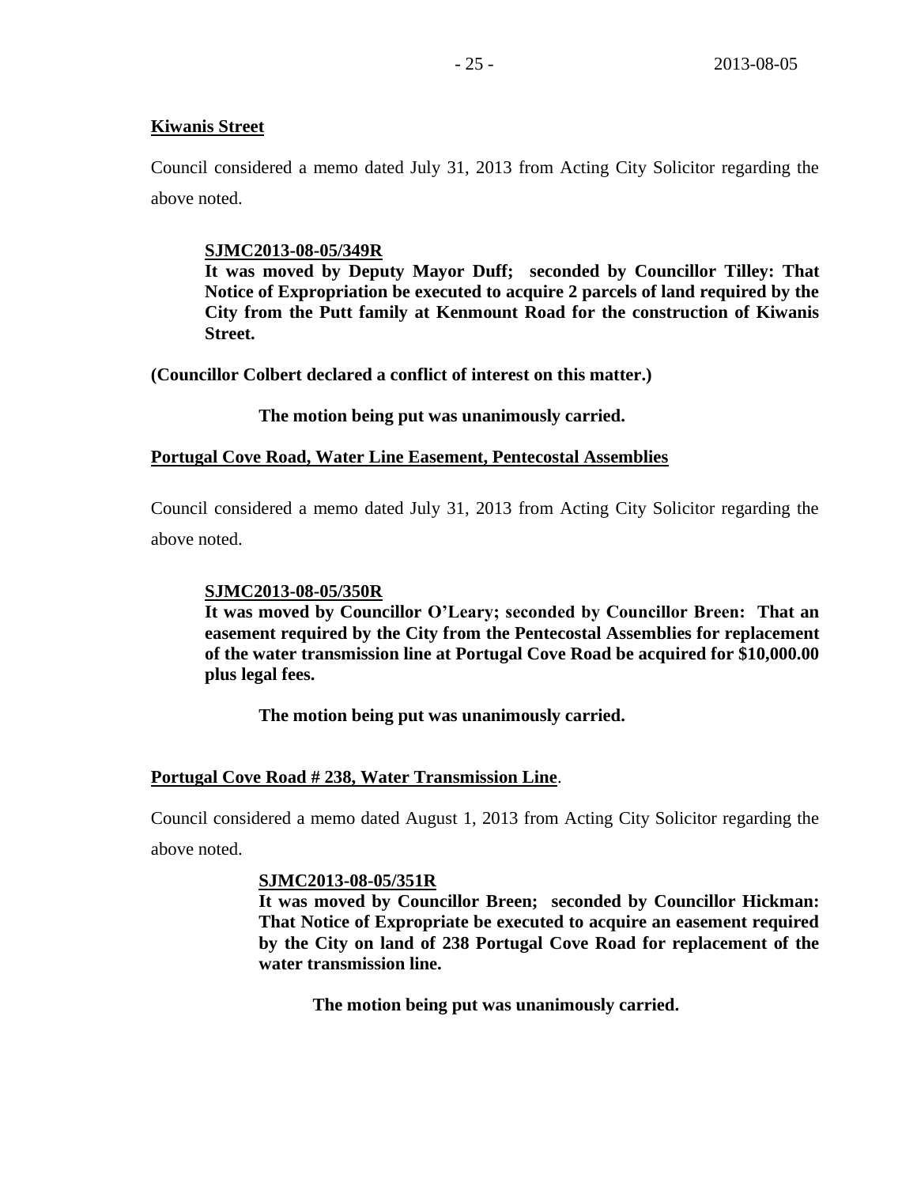**Kiwanis Street**

Council considered a memo dated July 31, 2013 from Acting City Solicitor regarding the above noted.

> **SJMC2013-08-05/349R**
> **It was moved by Deputy Mayor Duff; seconded by Councillor Tilley: That Notice of Expropriation be executed to acquire 2 parcels of land required by the City from the Putt family at Kenmount Road for the construction of Kiwanis Street.**

**(Councillor Colbert declared a conflict of interest on this matter.)**

**The motion being put was unanimously carried.**

**Portugal Cove Road, Water Line Easement, Pentecostal Assemblies**

Council considered a memo dated July 31, 2013 from Acting City Solicitor regarding the above noted.

> **SJMC2013-08-05/350R**
> **It was moved by Councillor O'Leary; seconded by Councillor Breen: That an easement required by the City from the Pentecostal Assemblies for replacement of the water transmission line at Portugal Cove Road be acquired for $10,000.00 plus legal fees.**

**The motion being put was unanimously carried.**

**Portugal Cove Road # 238, Water Transmission Line**.

Council considered a memo dated August 1, 2013 from Acting City Solicitor regarding the above noted.

> **SJMC2013-08-05/351R**
> **It was moved by Councillor Breen; seconded by Councillor Hickman: That Notice of Expropriate be executed to acquire an easement required by the City on land of 238 Portugal Cove Road for replacement of the water transmission line.**

**The motion being put was unanimously carried.**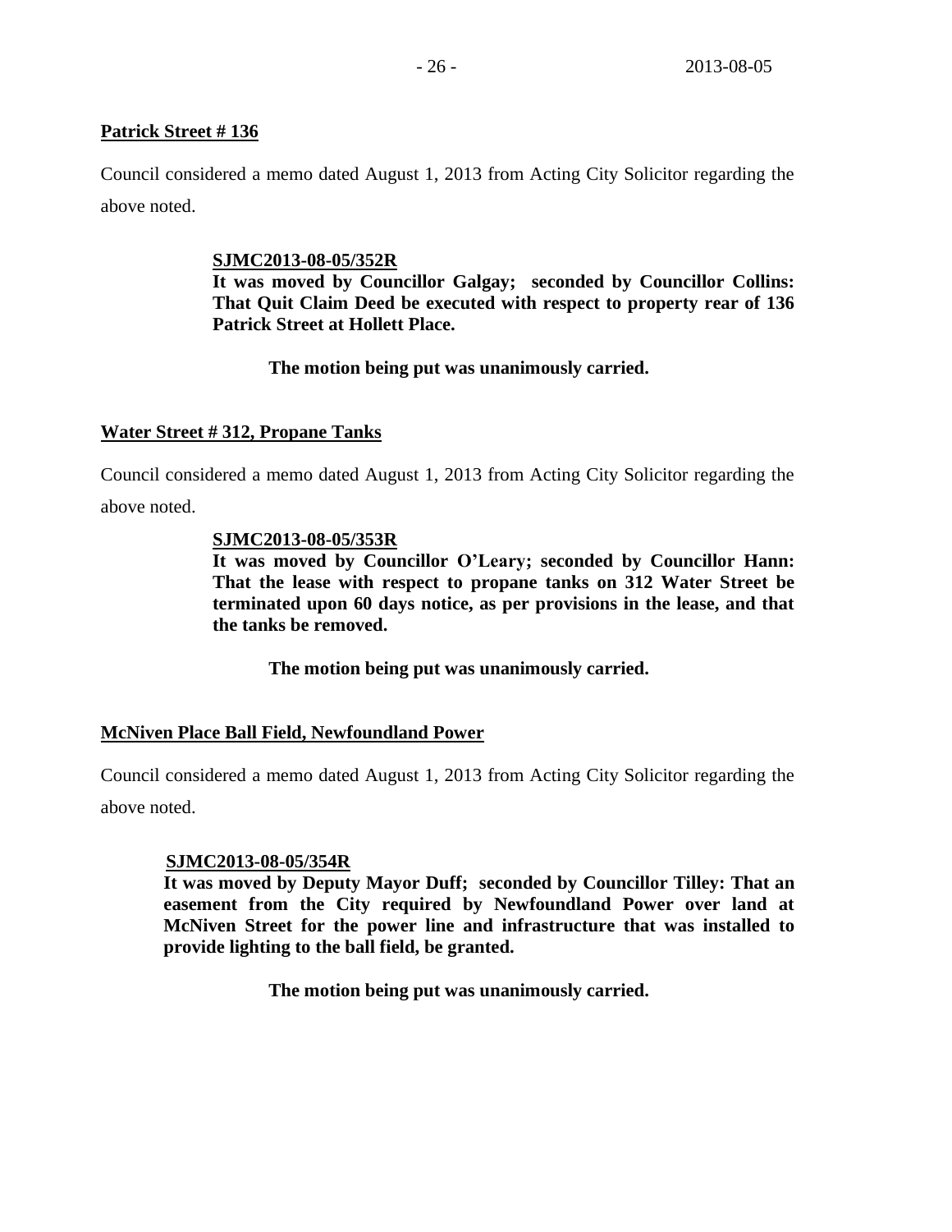**Patrick Street # 136**

Council considered a memo dated August 1, 2013 from Acting City Solicitor regarding the above noted.

**SJMC2013-08-05/352R**

**It was moved by Councillor Galgay; seconded by Councillor Collins: That Quit Claim Deed be executed with respect to property rear of 136 Patrick Street at Hollett Place.**

**The motion being put was unanimously carried.**

**Water Street # 312, Propane Tanks**

Council considered a memo dated August 1, 2013 from Acting City Solicitor regarding the above noted.

**SJMC2013-08-05/353R**

**It was moved by Councillor O'Leary; seconded by Councillor Hann: That the lease with respect to propane tanks on 312 Water Street be terminated upon 60 days notice, as per provisions in the lease, and that the tanks be removed.**

**The motion being put was unanimously carried.**

**McNiven Place Ball Field, Newfoundland Power**

Council considered a memo dated August 1, 2013 from Acting City Solicitor regarding the above noted.

**SJMC2013-08-05/354R**

**It was moved by Deputy Mayor Duff; seconded by Councillor Tilley: That an easement from the City required by Newfoundland Power over land at McNiven Street for the power line and infrastructure that was installed to provide lighting to the ball field, be granted.**

**The motion being put was unanimously carried.**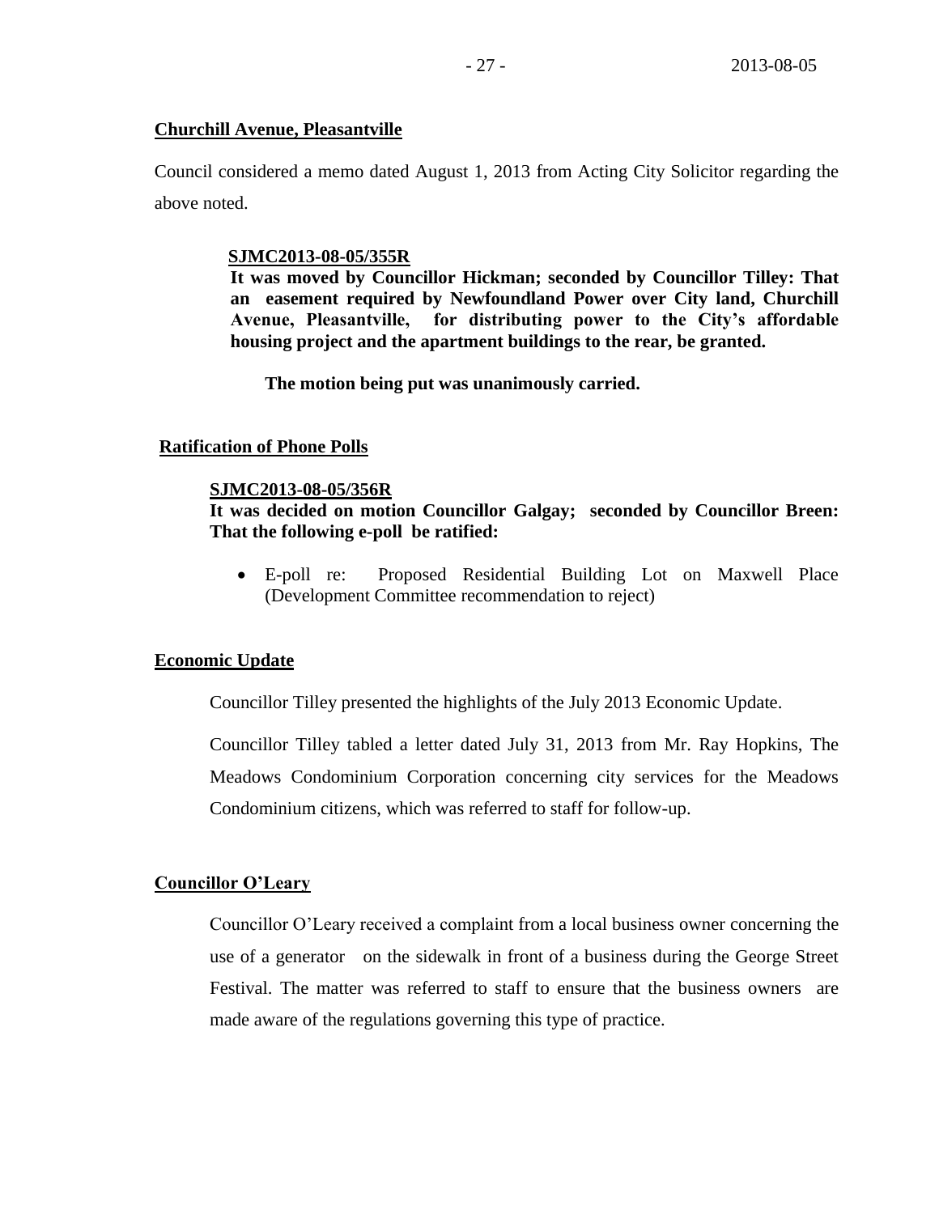**Churchill Avenue, Pleasantville**

Council considered a memo dated August 1, 2013 from Acting City Solicitor regarding the above noted.

> **SJMC2013-08-05/355R**
> **It was moved by Councillor Hickman; seconded by Councillor Tilley: That an easement required by Newfoundland Power over City land, Churchill Avenue, Pleasantville, for distributing power to the City's affordable housing project and the apartment buildings to the rear, be granted.**
>
> **The motion being put was unanimously carried.**

**Ratification of Phone Polls**

> **SJMC2013-08-05/356R**
> **It was decided on motion Councillor Galgay; seconded by Councillor Breen: That the following e-poll be ratified:**
>
> - E-poll re: Proposed Residential Building Lot on Maxwell Place (Development Committee recommendation to reject)

**Economic Update**

Councillor Tilley presented the highlights of the July 2013 Economic Update.

Councillor Tilley tabled a letter dated July 31, 2013 from Mr. Ray Hopkins, The Meadows Condominium Corporation concerning city services for the Meadows Condominium citizens, which was referred to staff for follow-up.

**Councillor O'Leary**

Councillor O'Leary received a complaint from a local business owner concerning the use of a generator on the sidewalk in front of a business during the George Street Festival. The matter was referred to staff to ensure that the business owners are made aware of the regulations governing this type of practice.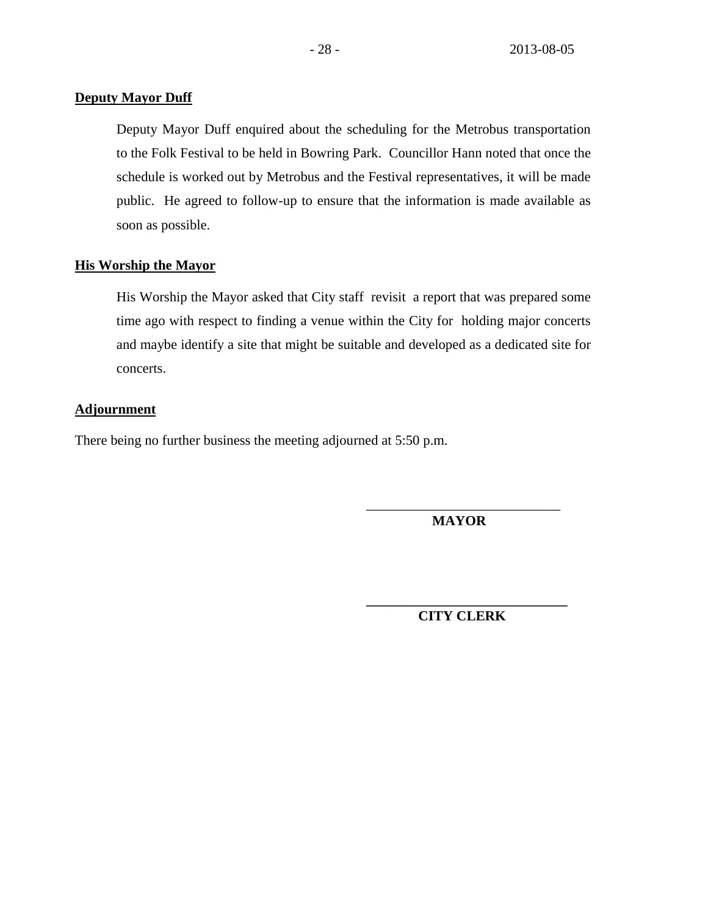**Deputy Mayor Duff**

Deputy Mayor Duff enquired about the scheduling for the Metrobus transportation to the Folk Festival to be held in Bowring Park. Councillor Hann noted that once the schedule is worked out by Metrobus and the Festival representatives, it will be made public. He agreed to follow-up to ensure that the information is made available as soon as possible.

**His Worship the Mayor**

His Worship the Mayor asked that City staff revisit a report that was prepared some time ago with respect to finding a venue within the City for holding major concerts and maybe identify a site that might be suitable and developed as a dedicated site for concerts.

**Adjournment**

There being no further business the meeting adjourned at 5:50 p.m.

\_\_\_\_\_\_\_\_\_\_\_\_\_\_\_\_\_\_\_\_\_\_\_\_\_\_\_\_\_\_
**MAYOR**

\_\_\_\_\_\_\_\_\_\_\_\_\_\_\_\_\_\_\_\_\_\_\_\_\_\_\_\_\_\_
**CITY CLERK**